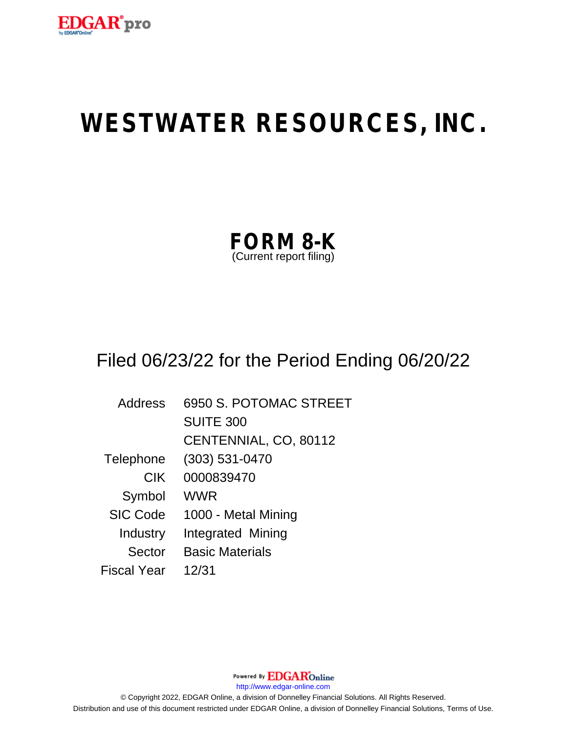# WESTWATER RESOURCES, INC.

## FORM 8-K
(Current report filing)

Filed 06/23/22 for the Period Ending 06/20/22

| | |
|---|---|
| Address | 6950 S. POTOMAC STREET<br>SUITE 300<br>CENTENNIAL, CO, 80112 |
| Telephone | (303) 531-0470 |
| CIK | 0000839470 |
| Symbol | WWR |
| SIC Code | 1000 - Metal Mining |
| Industry | Integrated Mining |
| Sector | Basic Materials |
| Fiscal Year | 12/31 |

Powered By EDGAR Online
http://www.edgar-online.com
© Copyright 2022, EDGAR Online, a division of Donnelley Financial Solutions. All Rights Reserved.
Distribution and use of this document restricted under EDGAR Online, a division of Donnelley Financial Solutions, Terms of Use.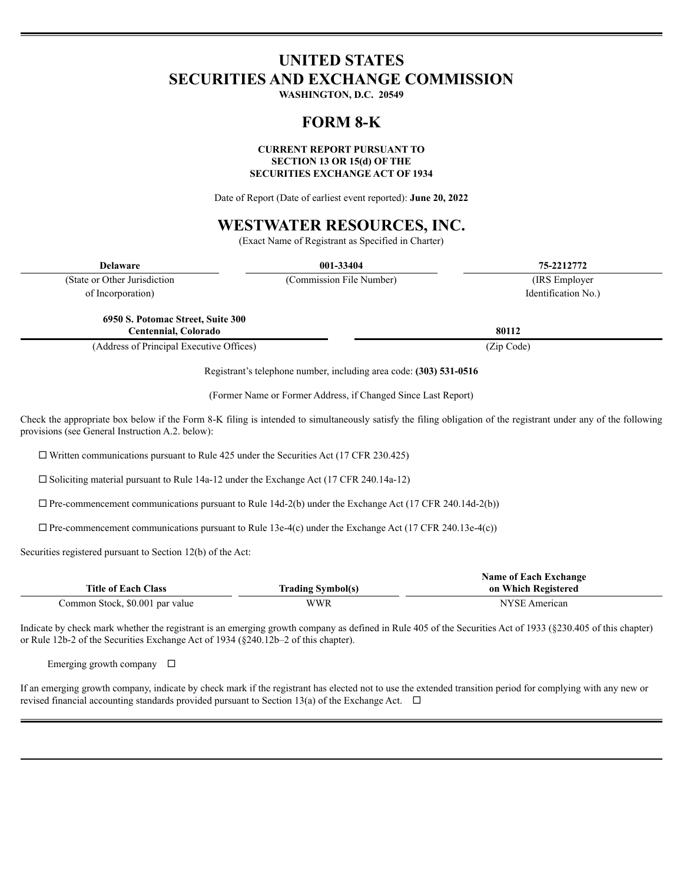# UNITED STATES
# SECURITIES AND EXCHANGE COMMISSION

**WASHINGTON, D.C. 20549**

# FORM 8-K

**CURRENT REPORT PURSUANT TO**
**SECTION 13 OR 15(d) OF THE**
**SECURITIES EXCHANGE ACT OF 1934**

Date of Report (Date of earliest event reported): **June 20, 2022**

# WESTWATER RESOURCES, INC.

(Exact Name of Registrant as Specified in Charter)

| **Delaware** | **001-33404** | **75-2212772** |
|---|---|---|
| (State or Other Jurisdiction of Incorporation) | (Commission File Number) | (IRS Employer Identification No.) |

| **6950 S. Potomac Street, Suite 300 Centennial, Colorado** | **80112** |
|---|---|
| (Address of Principal Executive Offices) | (Zip Code) |

Registrant's telephone number, including area code: **(303) 531-0516**

(Former Name or Former Address, if Changed Since Last Report)

Check the appropriate box below if the Form 8-K filing is intended to simultaneously satisfy the filing obligation of the registrant under any of the following provisions (see General Instruction A.2. below):

☐ Written communications pursuant to Rule 425 under the Securities Act (17 CFR 230.425)

☐ Soliciting material pursuant to Rule 14a-12 under the Exchange Act (17 CFR 240.14a-12)

☐ Pre-commencement communications pursuant to Rule 14d-2(b) under the Exchange Act (17 CFR 240.14d-2(b))

☐ Pre-commencement communications pursuant to Rule 13e-4(c) under the Exchange Act (17 CFR 240.13e-4(c))

Securities registered pursuant to Section 12(b) of the Act:

| Title of Each Class | Trading Symbol(s) | Name of Each Exchange on Which Registered |
|---|---|---|
| Common Stock, $0.001 par value | WWR | NYSE American |

Indicate by check mark whether the registrant is an emerging growth company as defined in Rule 405 of the Securities Act of 1933 (§230.405 of this chapter) or Rule 12b-2 of the Securities Exchange Act of 1934 (§240.12b–2 of this chapter).

Emerging growth company ☐

If an emerging growth company, indicate by check mark if the registrant has elected not to use the extended transition period for complying with any new or revised financial accounting standards provided pursuant to Section 13(a) of the Exchange Act. ☐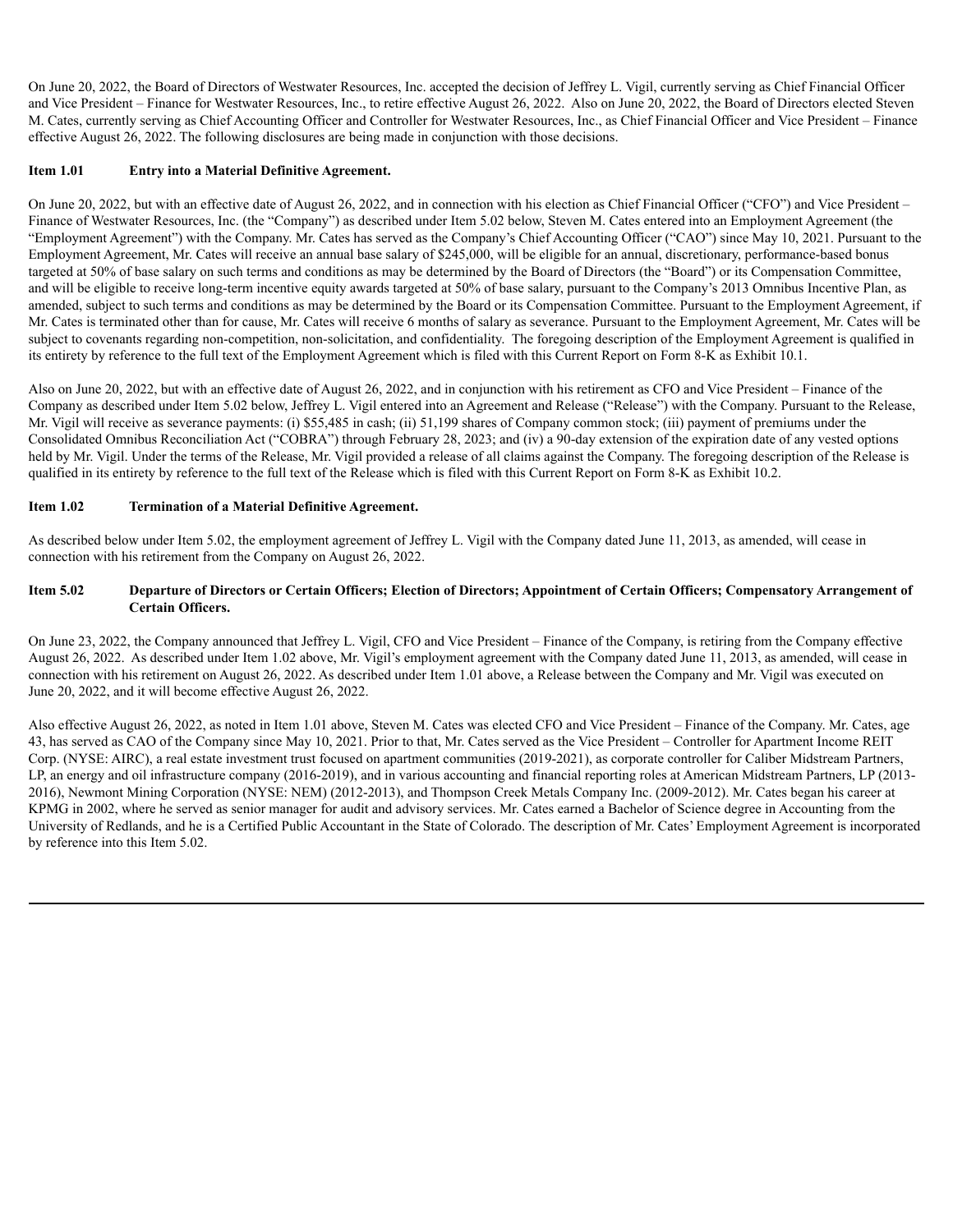On June 20, 2022, the Board of Directors of Westwater Resources, Inc. accepted the decision of Jeffrey L. Vigil, currently serving as Chief Financial Officer and Vice President – Finance for Westwater Resources, Inc., to retire effective August 26, 2022. Also on June 20, 2022, the Board of Directors elected Steven M. Cates, currently serving as Chief Accounting Officer and Controller for Westwater Resources, Inc., as Chief Financial Officer and Vice President – Finance effective August 26, 2022. The following disclosures are being made in conjunction with those decisions.

**Item 1.01 Entry into a Material Definitive Agreement.**

On June 20, 2022, but with an effective date of August 26, 2022, and in connection with his election as Chief Financial Officer ("CFO") and Vice President – Finance of Westwater Resources, Inc. (the "Company") as described under Item 5.02 below, Steven M. Cates entered into an Employment Agreement (the "Employment Agreement") with the Company. Mr. Cates has served as the Company's Chief Accounting Officer ("CAO") since May 10, 2021. Pursuant to the Employment Agreement, Mr. Cates will receive an annual base salary of $245,000, will be eligible for an annual, discretionary, performance-based bonus targeted at 50% of base salary on such terms and conditions as may be determined by the Board of Directors (the "Board") or its Compensation Committee, and will be eligible to receive long-term incentive equity awards targeted at 50% of base salary, pursuant to the Company's 2013 Omnibus Incentive Plan, as amended, subject to such terms and conditions as may be determined by the Board or its Compensation Committee. Pursuant to the Employment Agreement, if Mr. Cates is terminated other than for cause, Mr. Cates will receive 6 months of salary as severance. Pursuant to the Employment Agreement, Mr. Cates will be subject to covenants regarding non-competition, non-solicitation, and confidentiality. The foregoing description of the Employment Agreement is qualified in its entirety by reference to the full text of the Employment Agreement which is filed with this Current Report on Form 8-K as Exhibit 10.1.

Also on June 20, 2022, but with an effective date of August 26, 2022, and in conjunction with his retirement as CFO and Vice President – Finance of the Company as described under Item 5.02 below, Jeffrey L. Vigil entered into an Agreement and Release ("Release") with the Company. Pursuant to the Release, Mr. Vigil will receive as severance payments: (i) $55,485 in cash; (ii) 51,199 shares of Company common stock; (iii) payment of premiums under the Consolidated Omnibus Reconciliation Act ("COBRA") through February 28, 2023; and (iv) a 90-day extension of the expiration date of any vested options held by Mr. Vigil. Under the terms of the Release, Mr. Vigil provided a release of all claims against the Company. The foregoing description of the Release is qualified in its entirety by reference to the full text of the Release which is filed with this Current Report on Form 8-K as Exhibit 10.2.

**Item 1.02 Termination of a Material Definitive Agreement.**

As described below under Item 5.02, the employment agreement of Jeffrey L. Vigil with the Company dated June 11, 2013, as amended, will cease in connection with his retirement from the Company on August 26, 2022.

**Item 5.02 Departure of Directors or Certain Officers; Election of Directors; Appointment of Certain Officers; Compensatory Arrangement of Certain Officers.**

On June 23, 2022, the Company announced that Jeffrey L. Vigil, CFO and Vice President – Finance of the Company, is retiring from the Company effective August 26, 2022. As described under Item 1.02 above, Mr. Vigil's employment agreement with the Company dated June 11, 2013, as amended, will cease in connection with his retirement on August 26, 2022. As described under Item 1.01 above, a Release between the Company and Mr. Vigil was executed on June 20, 2022, and it will become effective August 26, 2022.

Also effective August 26, 2022, as noted in Item 1.01 above, Steven M. Cates was elected CFO and Vice President – Finance of the Company. Mr. Cates, age 43, has served as CAO of the Company since May 10, 2021. Prior to that, Mr. Cates served as the Vice President – Controller for Apartment Income REIT Corp. (NYSE: AIRC), a real estate investment trust focused on apartment communities (2019-2021), as corporate controller for Caliber Midstream Partners, LP, an energy and oil infrastructure company (2016-2019), and in various accounting and financial reporting roles at American Midstream Partners, LP (2013-2016), Newmont Mining Corporation (NYSE: NEM) (2012-2013), and Thompson Creek Metals Company Inc. (2009-2012). Mr. Cates began his career at KPMG in 2002, where he served as senior manager for audit and advisory services. Mr. Cates earned a Bachelor of Science degree in Accounting from the University of Redlands, and he is a Certified Public Accountant in the State of Colorado. The description of Mr. Cates' Employment Agreement is incorporated by reference into this Item 5.02.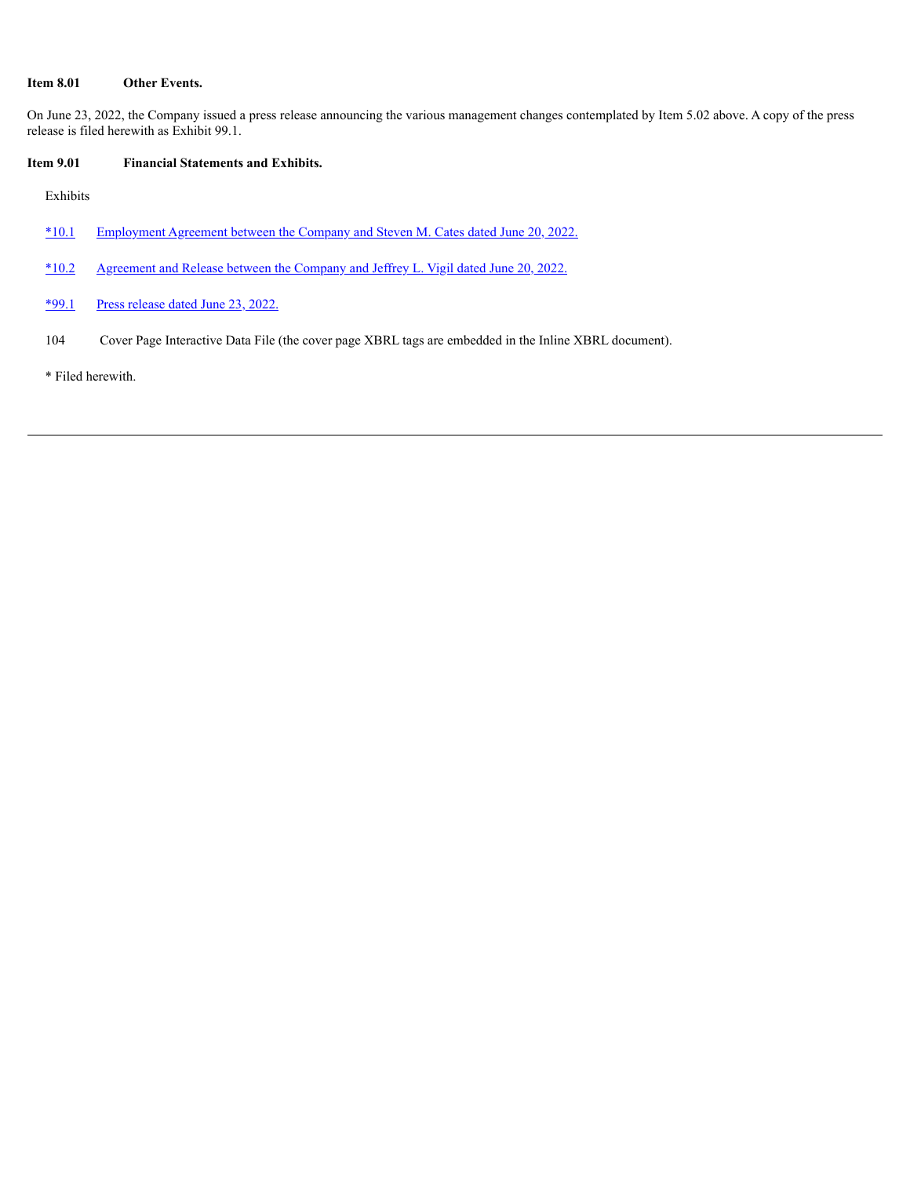**Item 8.01 Other Events.**

On June 23, 2022, the Company issued a press release announcing the various management changes contemplated by Item 5.02 above. A copy of the press release is filed herewith as Exhibit 99.1.

**Item 9.01 Financial Statements and Exhibits.**

Exhibits

| | |
|---|---|
| *10.1 | Employment Agreement between the Company and Steven M. Cates dated June 20, 2022. |
| *10.2 | Agreement and Release between the Company and Jeffrey L. Vigil dated June 20, 2022. |
| *99.1 | Press release dated June 23, 2022. |
| 104 | Cover Page Interactive Data File (the cover page XBRL tags are embedded in the Inline XBRL document). |

* Filed herewith.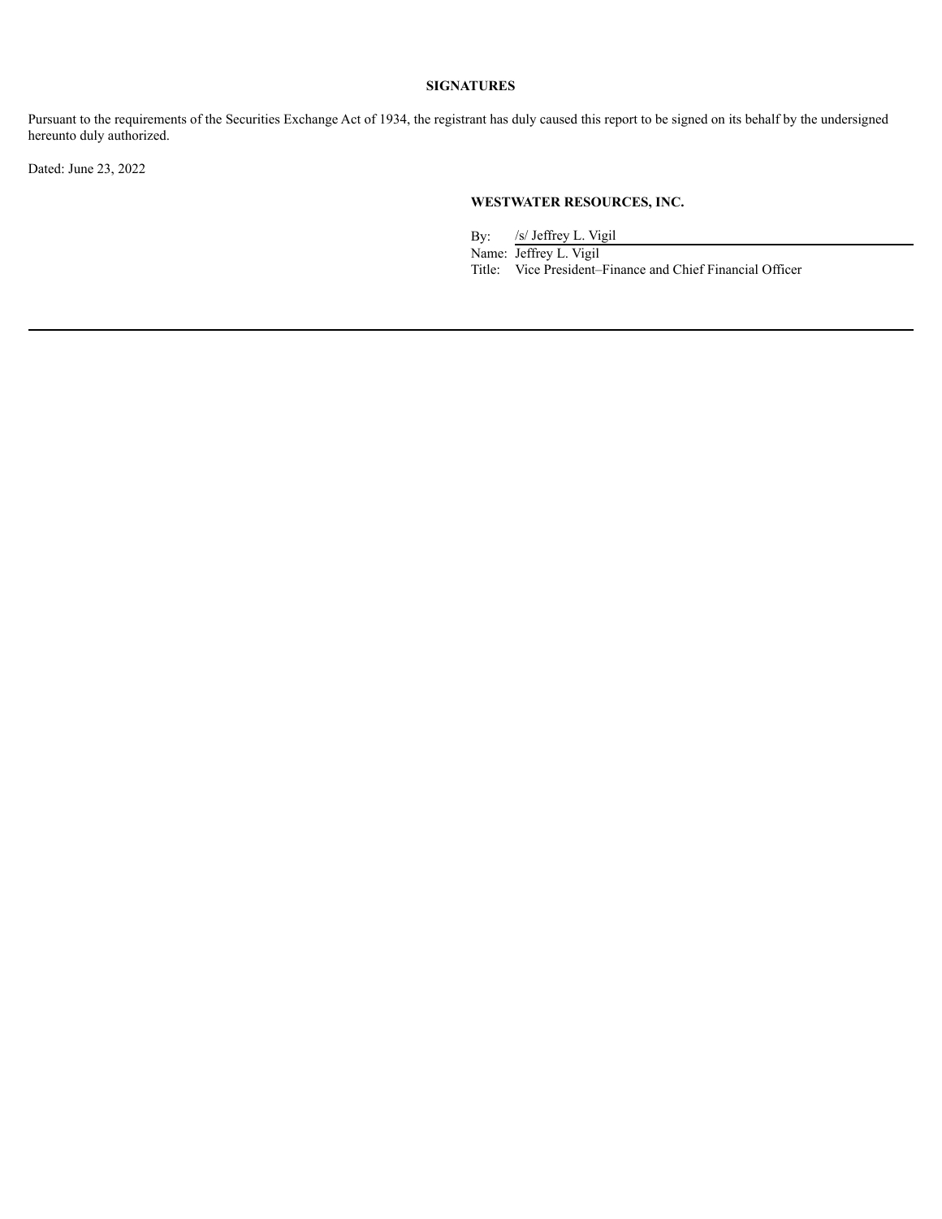**SIGNATURES**

Pursuant to the requirements of the Securities Exchange Act of 1934, the registrant has duly caused this report to be signed on its behalf by the undersigned hereunto duly authorized.

Dated: June 23, 2022

**WESTWATER RESOURCES, INC.**

By: /s/ Jeffrey L. Vigil
Name: Jeffrey L. Vigil
Title: Vice President–Finance and Chief Financial Officer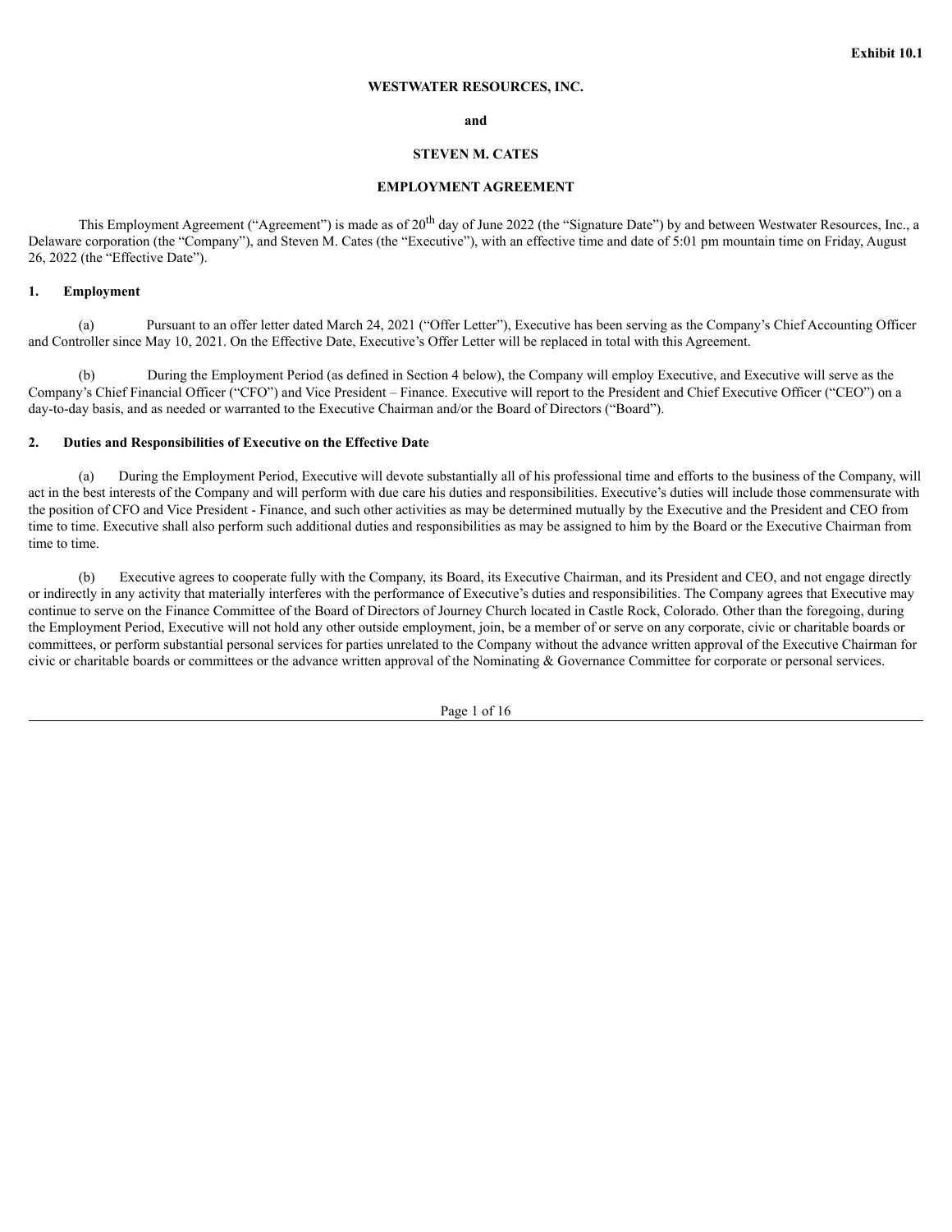**Exhibit 10.1**

**WESTWATER RESOURCES, INC.**

**and**

**STEVEN M. CATES**

**EMPLOYMENT AGREEMENT**

This Employment Agreement ("Agreement") is made as of 20th day of June 2022 (the "Signature Date") by and between Westwater Resources, Inc., a Delaware corporation (the "Company"), and Steven M. Cates (the "Executive"), with an effective time and date of 5:01 pm mountain time on Friday, August 26, 2022 (the "Effective Date").

## 1. Employment

(a) Pursuant to an offer letter dated March 24, 2021 ("Offer Letter"), Executive has been serving as the Company's Chief Accounting Officer and Controller since May 10, 2021. On the Effective Date, Executive's Offer Letter will be replaced in total with this Agreement.

(b) During the Employment Period (as defined in Section 4 below), the Company will employ Executive, and Executive will serve as the Company's Chief Financial Officer ("CFO") and Vice President – Finance. Executive will report to the President and Chief Executive Officer ("CEO") on a day-to-day basis, and as needed or warranted to the Executive Chairman and/or the Board of Directors ("Board").

## 2. Duties and Responsibilities of Executive on the Effective Date

(a) During the Employment Period, Executive will devote substantially all of his professional time and efforts to the business of the Company, will act in the best interests of the Company and will perform with due care his duties and responsibilities. Executive's duties will include those commensurate with the position of CFO and Vice President - Finance, and such other activities as may be determined mutually by the Executive and the President and CEO from time to time. Executive shall also perform such additional duties and responsibilities as may be assigned to him by the Board or the Executive Chairman from time to time.

(b) Executive agrees to cooperate fully with the Company, its Board, its Executive Chairman, and its President and CEO, and not engage directly or indirectly in any activity that materially interferes with the performance of Executive's duties and responsibilities. The Company agrees that Executive may continue to serve on the Finance Committee of the Board of Directors of Journey Church located in Castle Rock, Colorado. Other than the foregoing, during the Employment Period, Executive will not hold any other outside employment, join, be a member of or serve on any corporate, civic or charitable boards or committees, or perform substantial personal services for parties unrelated to the Company without the advance written approval of the Executive Chairman for civic or charitable boards or committees or the advance written approval of the Nominating & Governance Committee for corporate or personal services.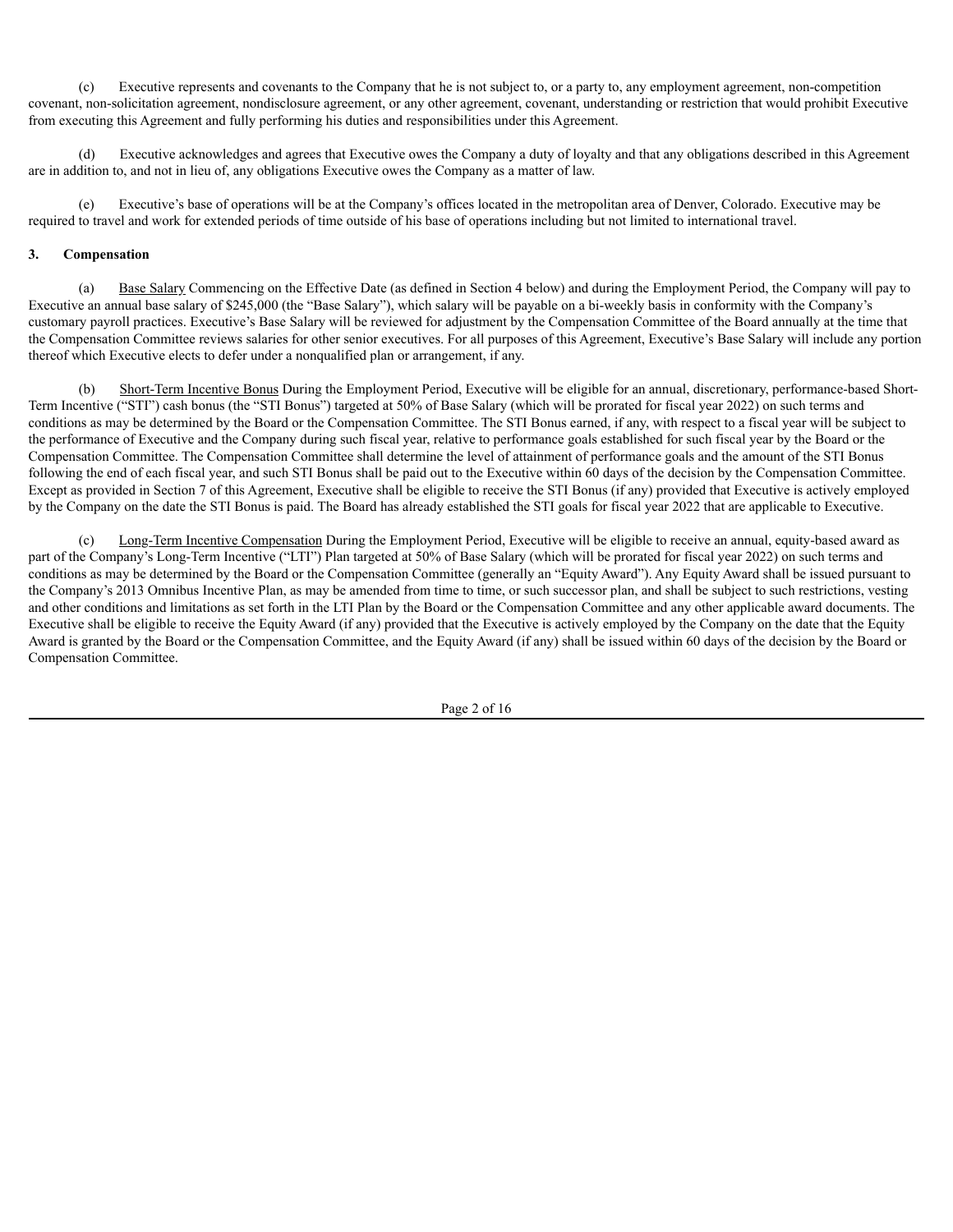(c) Executive represents and covenants to the Company that he is not subject to, or a party to, any employment agreement, non-competition covenant, non-solicitation agreement, nondisclosure agreement, or any other agreement, covenant, understanding or restriction that would prohibit Executive from executing this Agreement and fully performing his duties and responsibilities under this Agreement.

(d) Executive acknowledges and agrees that Executive owes the Company a duty of loyalty and that any obligations described in this Agreement are in addition to, and not in lieu of, any obligations Executive owes the Company as a matter of law.

(e) Executive's base of operations will be at the Company's offices located in the metropolitan area of Denver, Colorado. Executive may be required to travel and work for extended periods of time outside of his base of operations including but not limited to international travel.

**3. Compensation**

(a) Base Salary Commencing on the Effective Date (as defined in Section 4 below) and during the Employment Period, the Company will pay to Executive an annual base salary of $245,000 (the "Base Salary"), which salary will be payable on a bi-weekly basis in conformity with the Company's customary payroll practices. Executive's Base Salary will be reviewed for adjustment by the Compensation Committee of the Board annually at the time that the Compensation Committee reviews salaries for other senior executives. For all purposes of this Agreement, Executive's Base Salary will include any portion thereof which Executive elects to defer under a nonqualified plan or arrangement, if any.

(b) Short-Term Incentive Bonus During the Employment Period, Executive will be eligible for an annual, discretionary, performance-based Short-Term Incentive ("STI") cash bonus (the "STI Bonus") targeted at 50% of Base Salary (which will be prorated for fiscal year 2022) on such terms and conditions as may be determined by the Board or the Compensation Committee. The STI Bonus earned, if any, with respect to a fiscal year will be subject to the performance of Executive and the Company during such fiscal year, relative to performance goals established for such fiscal year by the Board or the Compensation Committee. The Compensation Committee shall determine the level of attainment of performance goals and the amount of the STI Bonus following the end of each fiscal year, and such STI Bonus shall be paid out to the Executive within 60 days of the decision by the Compensation Committee. Except as provided in Section 7 of this Agreement, Executive shall be eligible to receive the STI Bonus (if any) provided that Executive is actively employed by the Company on the date the STI Bonus is paid. The Board has already established the STI goals for fiscal year 2022 that are applicable to Executive.

(c) Long-Term Incentive Compensation During the Employment Period, Executive will be eligible to receive an annual, equity-based award as part of the Company's Long-Term Incentive ("LTI") Plan targeted at 50% of Base Salary (which will be prorated for fiscal year 2022) on such terms and conditions as may be determined by the Board or the Compensation Committee (generally an "Equity Award"). Any Equity Award shall be issued pursuant to the Company's 2013 Omnibus Incentive Plan, as may be amended from time to time, or such successor plan, and shall be subject to such restrictions, vesting and other conditions and limitations as set forth in the LTI Plan by the Board or the Compensation Committee and any other applicable award documents. The Executive shall be eligible to receive the Equity Award (if any) provided that the Executive is actively employed by the Company on the date that the Equity Award is granted by the Board or the Compensation Committee, and the Equity Award (if any) shall be issued within 60 days of the decision by the Board or Compensation Committee.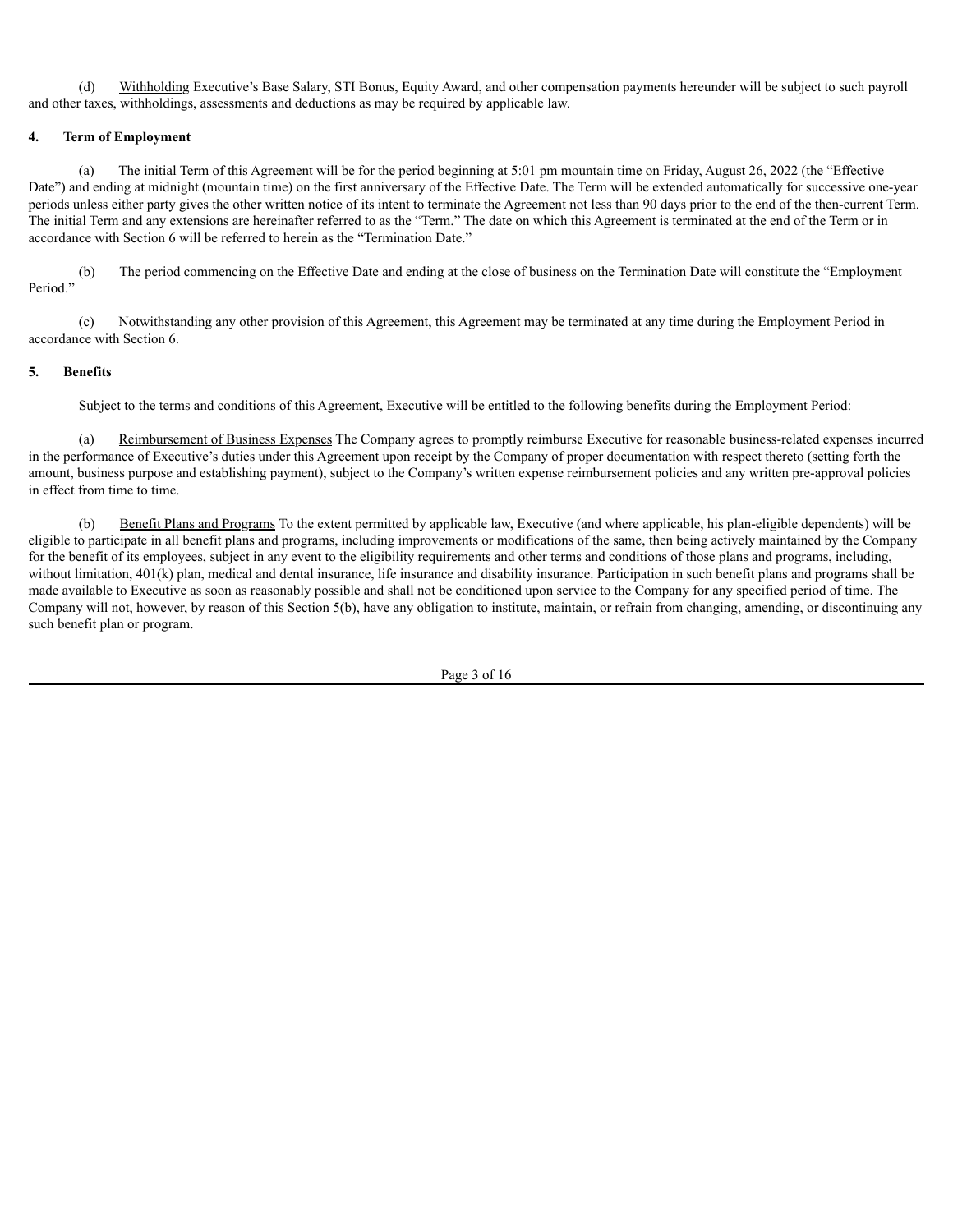(d) Withholding Executive's Base Salary, STI Bonus, Equity Award, and other compensation payments hereunder will be subject to such payroll and other taxes, withholdings, assessments and deductions as may be required by applicable law.

**4. Term of Employment**

(a) The initial Term of this Agreement will be for the period beginning at 5:01 pm mountain time on Friday, August 26, 2022 (the "Effective Date") and ending at midnight (mountain time) on the first anniversary of the Effective Date. The Term will be extended automatically for successive one-year periods unless either party gives the other written notice of its intent to terminate the Agreement not less than 90 days prior to the end of the then-current Term. The initial Term and any extensions are hereinafter referred to as the "Term." The date on which this Agreement is terminated at the end of the Term or in accordance with Section 6 will be referred to herein as the "Termination Date."

(b) The period commencing on the Effective Date and ending at the close of business on the Termination Date will constitute the "Employment Period."

(c) Notwithstanding any other provision of this Agreement, this Agreement may be terminated at any time during the Employment Period in accordance with Section 6.

**5. Benefits**

Subject to the terms and conditions of this Agreement, Executive will be entitled to the following benefits during the Employment Period:

(a) Reimbursement of Business Expenses The Company agrees to promptly reimburse Executive for reasonable business-related expenses incurred in the performance of Executive's duties under this Agreement upon receipt by the Company of proper documentation with respect thereto (setting forth the amount, business purpose and establishing payment), subject to the Company's written expense reimbursement policies and any written pre-approval policies in effect from time to time.

(b) Benefit Plans and Programs To the extent permitted by applicable law, Executive (and where applicable, his plan-eligible dependents) will be eligible to participate in all benefit plans and programs, including improvements or modifications of the same, then being actively maintained by the Company for the benefit of its employees, subject in any event to the eligibility requirements and other terms and conditions of those plans and programs, including, without limitation, 401(k) plan, medical and dental insurance, life insurance and disability insurance. Participation in such benefit plans and programs shall be made available to Executive as soon as reasonably possible and shall not be conditioned upon service to the Company for any specified period of time. The Company will not, however, by reason of this Section 5(b), have any obligation to institute, maintain, or refrain from changing, amending, or discontinuing any such benefit plan or program.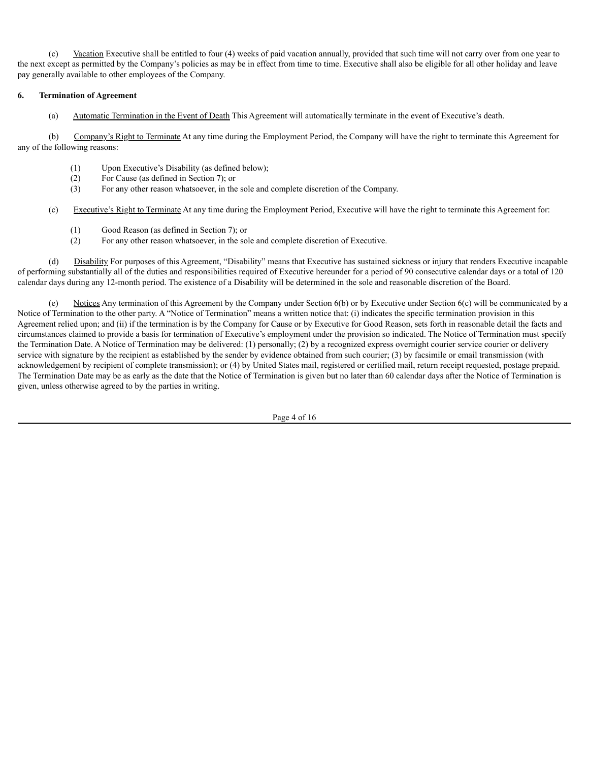(c) Vacation Executive shall be entitled to four (4) weeks of paid vacation annually, provided that such time will not carry over from one year to the next except as permitted by the Company's policies as may be in effect from time to time. Executive shall also be eligible for all other holiday and leave pay generally available to other employees of the Company.

**6. Termination of Agreement**

(a) Automatic Termination in the Event of Death This Agreement will automatically terminate in the event of Executive's death.

(b) Company's Right to Terminate At any time during the Employment Period, the Company will have the right to terminate this Agreement for any of the following reasons:

(1) Upon Executive's Disability (as defined below);
(2) For Cause (as defined in Section 7); or
(3) For any other reason whatsoever, in the sole and complete discretion of the Company.

(c) Executive's Right to Terminate At any time during the Employment Period, Executive will have the right to terminate this Agreement for:

(1) Good Reason (as defined in Section 7); or
(2) For any other reason whatsoever, in the sole and complete discretion of Executive.

(d) Disability For purposes of this Agreement, "Disability" means that Executive has sustained sickness or injury that renders Executive incapable of performing substantially all of the duties and responsibilities required of Executive hereunder for a period of 90 consecutive calendar days or a total of 120 calendar days during any 12-month period. The existence of a Disability will be determined in the sole and reasonable discretion of the Board.

(e) Notices Any termination of this Agreement by the Company under Section 6(b) or by Executive under Section 6(c) will be communicated by a Notice of Termination to the other party. A "Notice of Termination" means a written notice that: (i) indicates the specific termination provision in this Agreement relied upon; and (ii) if the termination is by the Company for Cause or by Executive for Good Reason, sets forth in reasonable detail the facts and circumstances claimed to provide a basis for termination of Executive's employment under the provision so indicated. The Notice of Termination must specify the Termination Date. A Notice of Termination may be delivered: (1) personally; (2) by a recognized express overnight courier service courier or delivery service with signature by the recipient as established by the sender by evidence obtained from such courier; (3) by facsimile or email transmission (with acknowledgement by recipient of complete transmission); or (4) by United States mail, registered or certified mail, return receipt requested, postage prepaid. The Termination Date may be as early as the date that the Notice of Termination is given but no later than 60 calendar days after the Notice of Termination is given, unless otherwise agreed to by the parties in writing.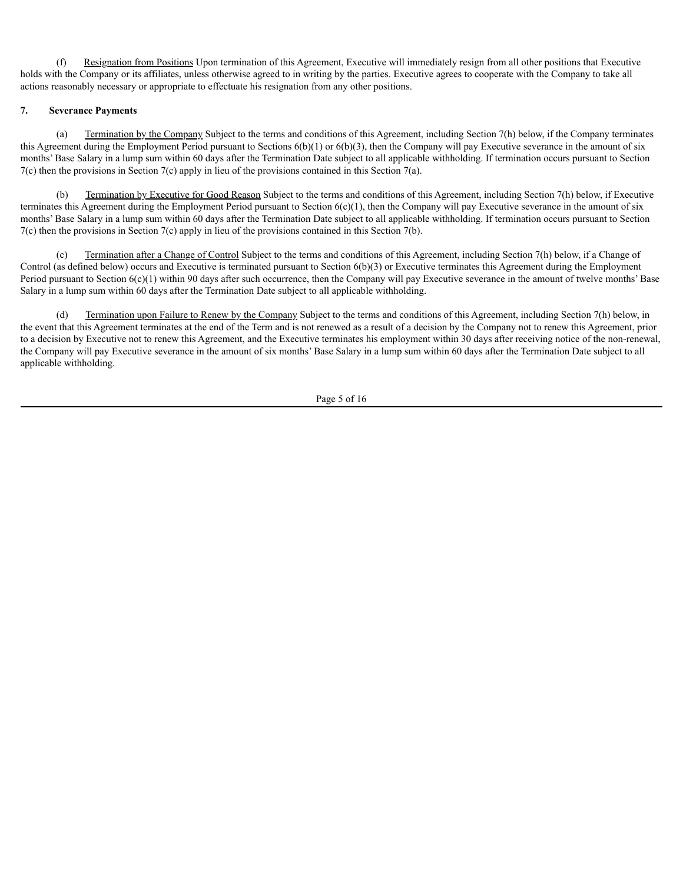(f) Resignation from Positions Upon termination of this Agreement, Executive will immediately resign from all other positions that Executive holds with the Company or its affiliates, unless otherwise agreed to in writing by the parties. Executive agrees to cooperate with the Company to take all actions reasonably necessary or appropriate to effectuate his resignation from any other positions.

**7. Severance Payments**

(a) Termination by the Company Subject to the terms and conditions of this Agreement, including Section 7(h) below, if the Company terminates this Agreement during the Employment Period pursuant to Sections 6(b)(1) or 6(b)(3), then the Company will pay Executive severance in the amount of six months' Base Salary in a lump sum within 60 days after the Termination Date subject to all applicable withholding. If termination occurs pursuant to Section 7(c) then the provisions in Section 7(c) apply in lieu of the provisions contained in this Section 7(a).

(b) Termination by Executive for Good Reason Subject to the terms and conditions of this Agreement, including Section 7(h) below, if Executive terminates this Agreement during the Employment Period pursuant to Section 6(c)(1), then the Company will pay Executive severance in the amount of six months' Base Salary in a lump sum within 60 days after the Termination Date subject to all applicable withholding. If termination occurs pursuant to Section 7(c) then the provisions in Section 7(c) apply in lieu of the provisions contained in this Section 7(b).

(c) Termination after a Change of Control Subject to the terms and conditions of this Agreement, including Section 7(h) below, if a Change of Control (as defined below) occurs and Executive is terminated pursuant to Section 6(b)(3) or Executive terminates this Agreement during the Employment Period pursuant to Section 6(c)(1) within 90 days after such occurrence, then the Company will pay Executive severance in the amount of twelve months' Base Salary in a lump sum within 60 days after the Termination Date subject to all applicable withholding.

(d) Termination upon Failure to Renew by the Company Subject to the terms and conditions of this Agreement, including Section 7(h) below, in the event that this Agreement terminates at the end of the Term and is not renewed as a result of a decision by the Company not to renew this Agreement, prior to a decision by Executive not to renew this Agreement, and the Executive terminates his employment within 30 days after receiving notice of the non-renewal, the Company will pay Executive severance in the amount of six months' Base Salary in a lump sum within 60 days after the Termination Date subject to all applicable withholding.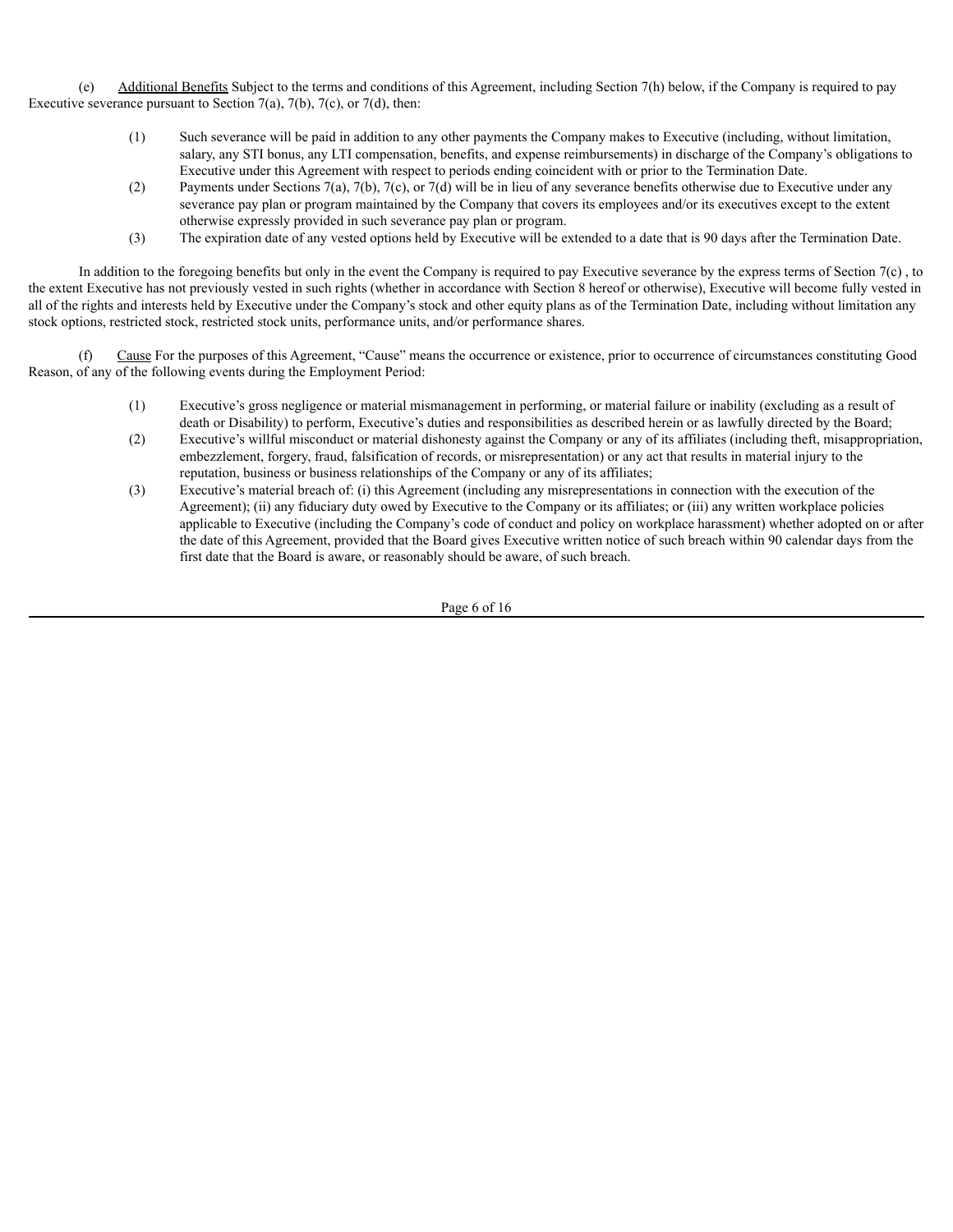(e) Additional Benefits Subject to the terms and conditions of this Agreement, including Section 7(h) below, if the Company is required to pay Executive severance pursuant to Section 7(a), 7(b), 7(c), or 7(d), then:

(1) Such severance will be paid in addition to any other payments the Company makes to Executive (including, without limitation, salary, any STI bonus, any LTI compensation, benefits, and expense reimbursements) in discharge of the Company's obligations to Executive under this Agreement with respect to periods ending coincident with or prior to the Termination Date.

(2) Payments under Sections 7(a), 7(b), 7(c), or 7(d) will be in lieu of any severance benefits otherwise due to Executive under any severance pay plan or program maintained by the Company that covers its employees and/or its executives except to the extent otherwise expressly provided in such severance pay plan or program.

(3) The expiration date of any vested options held by Executive will be extended to a date that is 90 days after the Termination Date.

In addition to the foregoing benefits but only in the event the Company is required to pay Executive severance by the express terms of Section 7(c) , to the extent Executive has not previously vested in such rights (whether in accordance with Section 8 hereof or otherwise), Executive will become fully vested in all of the rights and interests held by Executive under the Company's stock and other equity plans as of the Termination Date, including without limitation any stock options, restricted stock, restricted stock units, performance units, and/or performance shares.

(f) Cause For the purposes of this Agreement, "Cause" means the occurrence or existence, prior to occurrence of circumstances constituting Good Reason, of any of the following events during the Employment Period:

(1) Executive's gross negligence or material mismanagement in performing, or material failure or inability (excluding as a result of death or Disability) to perform, Executive's duties and responsibilities as described herein or as lawfully directed by the Board;

(2) Executive's willful misconduct or material dishonesty against the Company or any of its affiliates (including theft, misappropriation, embezzlement, forgery, fraud, falsification of records, or misrepresentation) or any act that results in material injury to the reputation, business or business relationships of the Company or any of its affiliates;

(3) Executive's material breach of: (i) this Agreement (including any misrepresentations in connection with the execution of the Agreement); (ii) any fiduciary duty owed by Executive to the Company or its affiliates; or (iii) any written workplace policies applicable to Executive (including the Company's code of conduct and policy on workplace harassment) whether adopted on or after the date of this Agreement, provided that the Board gives Executive written notice of such breach within 90 calendar days from the first date that the Board is aware, or reasonably should be aware, of such breach.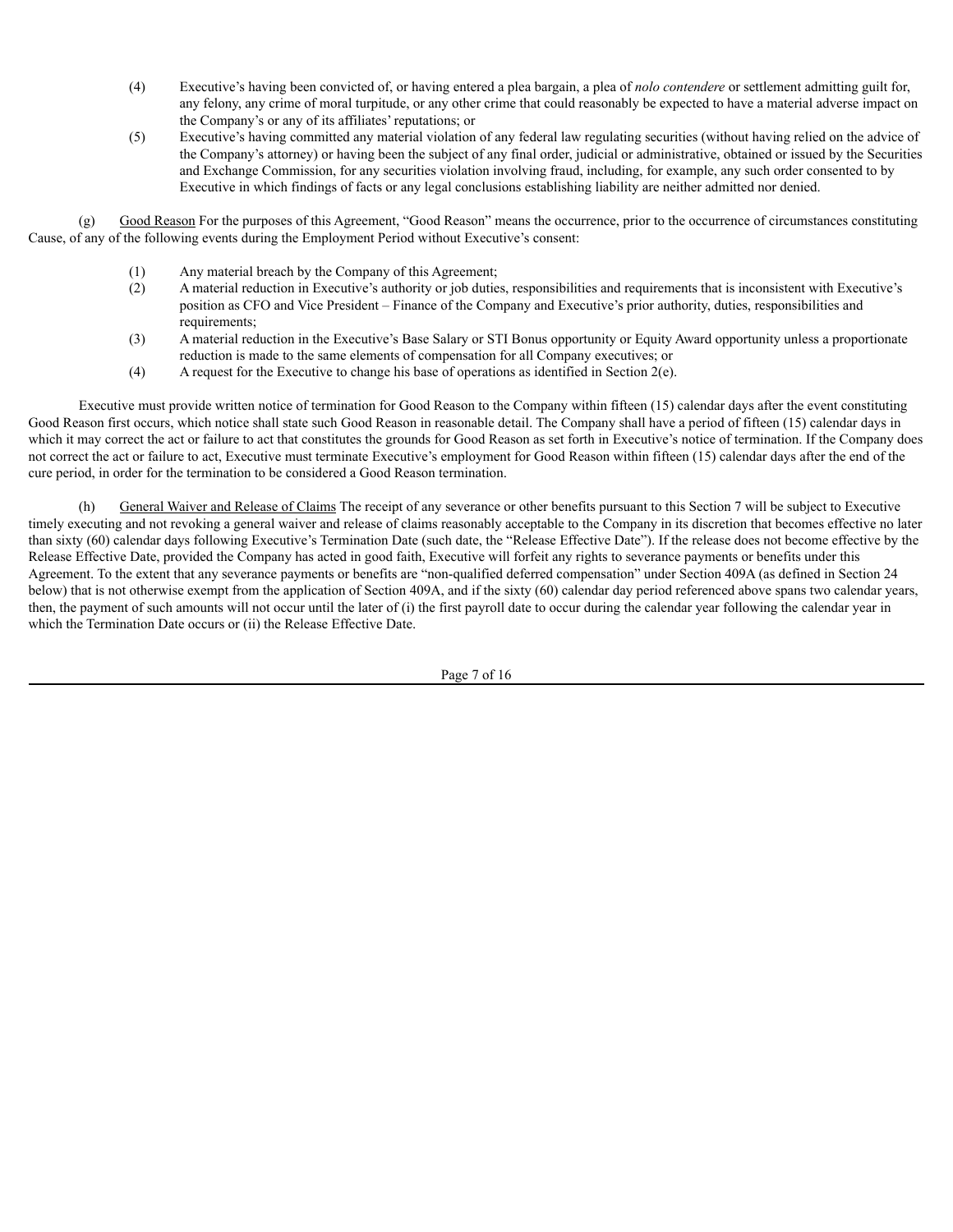(4) Executive's having been convicted of, or having entered a plea bargain, a plea of *nolo contendere* or settlement admitting guilt for, any felony, any crime of moral turpitude, or any other crime that could reasonably be expected to have a material adverse impact on the Company's or any of its affiliates' reputations; or

(5) Executive's having committed any material violation of any federal law regulating securities (without having relied on the advice of the Company's attorney) or having been the subject of any final order, judicial or administrative, obtained or issued by the Securities and Exchange Commission, for any securities violation involving fraud, including, for example, any such order consented to by Executive in which findings of facts or any legal conclusions establishing liability are neither admitted nor denied.

(g) <u>Good Reason</u> For the purposes of this Agreement, "Good Reason" means the occurrence, prior to the occurrence of circumstances constituting Cause, of any of the following events during the Employment Period without Executive's consent:

(1) Any material breach by the Company of this Agreement;

(2) A material reduction in Executive's authority or job duties, responsibilities and requirements that is inconsistent with Executive's position as CFO and Vice President – Finance of the Company and Executive's prior authority, duties, responsibilities and requirements;

(3) A material reduction in the Executive's Base Salary or STI Bonus opportunity or Equity Award opportunity unless a proportionate reduction is made to the same elements of compensation for all Company executives; or

(4) A request for the Executive to change his base of operations as identified in Section 2(e).

Executive must provide written notice of termination for Good Reason to the Company within fifteen (15) calendar days after the event constituting Good Reason first occurs, which notice shall state such Good Reason in reasonable detail. The Company shall have a period of fifteen (15) calendar days in which it may correct the act or failure to act that constitutes the grounds for Good Reason as set forth in Executive's notice of termination. If the Company does not correct the act or failure to act, Executive must terminate Executive's employment for Good Reason within fifteen (15) calendar days after the end of the cure period, in order for the termination to be considered a Good Reason termination.

(h) <u>General Waiver and Release of Claims</u> The receipt of any severance or other benefits pursuant to this Section 7 will be subject to Executive timely executing and not revoking a general waiver and release of claims reasonably acceptable to the Company in its discretion that becomes effective no later than sixty (60) calendar days following Executive's Termination Date (such date, the "Release Effective Date"). If the release does not become effective by the Release Effective Date, provided the Company has acted in good faith, Executive will forfeit any rights to severance payments or benefits under this Agreement. To the extent that any severance payments or benefits are "non-qualified deferred compensation" under Section 409A (as defined in Section 24 below) that is not otherwise exempt from the application of Section 409A, and if the sixty (60) calendar day period referenced above spans two calendar years, then, the payment of such amounts will not occur until the later of (i) the first payroll date to occur during the calendar year following the calendar year in which the Termination Date occurs or (ii) the Release Effective Date.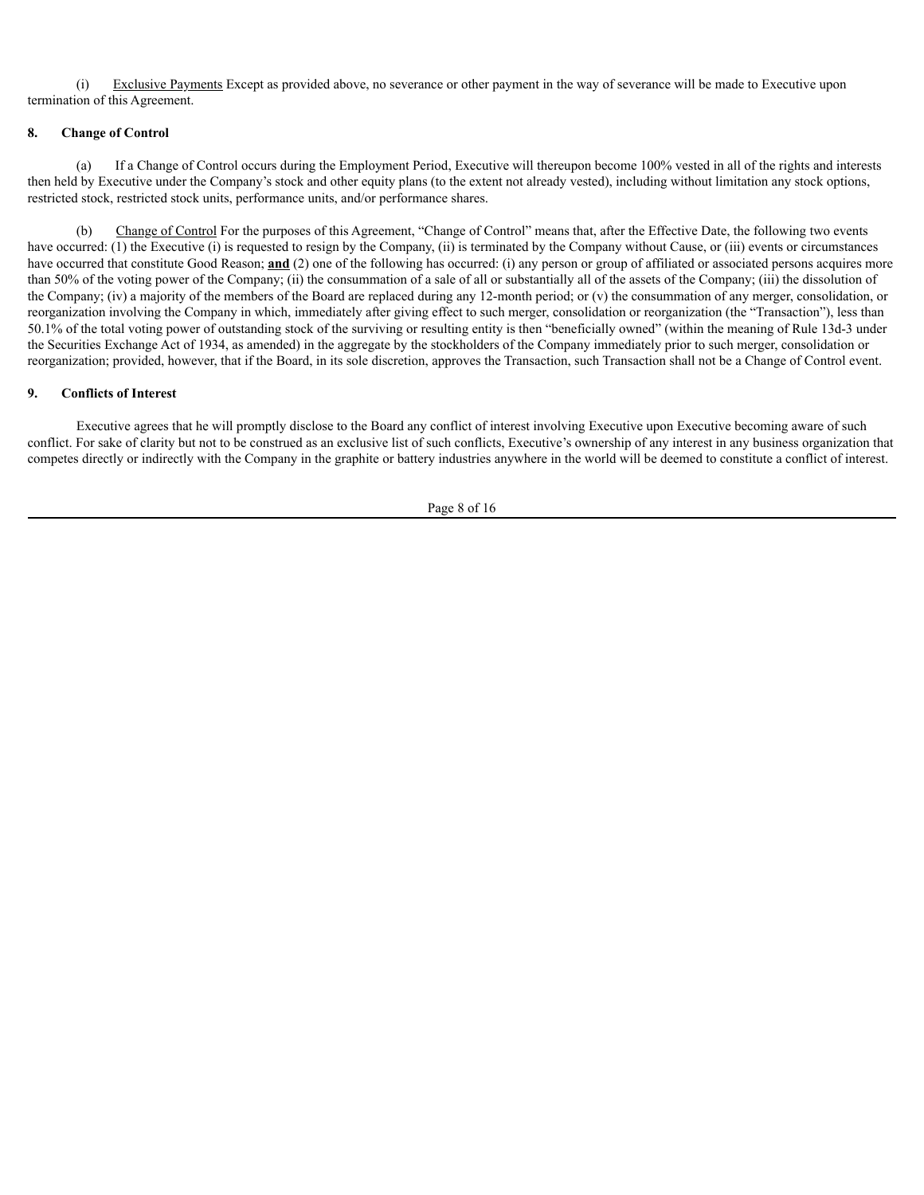(i) Exclusive Payments Except as provided above, no severance or other payment in the way of severance will be made to Executive upon termination of this Agreement.

**8. Change of Control**

(a) If a Change of Control occurs during the Employment Period, Executive will thereupon become 100% vested in all of the rights and interests then held by Executive under the Company's stock and other equity plans (to the extent not already vested), including without limitation any stock options, restricted stock, restricted stock units, performance units, and/or performance shares.

(b) Change of Control For the purposes of this Agreement, "Change of Control" means that, after the Effective Date, the following two events have occurred: (1) the Executive (i) is requested to resign by the Company, (ii) is terminated by the Company without Cause, or (iii) events or circumstances have occurred that constitute Good Reason; **and** (2) one of the following has occurred: (i) any person or group of affiliated or associated persons acquires more than 50% of the voting power of the Company; (ii) the consummation of a sale of all or substantially all of the assets of the Company; (iii) the dissolution of the Company; (iv) a majority of the members of the Board are replaced during any 12-month period; or (v) the consummation of any merger, consolidation, or reorganization involving the Company in which, immediately after giving effect to such merger, consolidation or reorganization (the "Transaction"), less than 50.1% of the total voting power of outstanding stock of the surviving or resulting entity is then "beneficially owned" (within the meaning of Rule 13d-3 under the Securities Exchange Act of 1934, as amended) in the aggregate by the stockholders of the Company immediately prior to such merger, consolidation or reorganization; provided, however, that if the Board, in its sole discretion, approves the Transaction, such Transaction shall not be a Change of Control event.

**9. Conflicts of Interest**

Executive agrees that he will promptly disclose to the Board any conflict of interest involving Executive upon Executive becoming aware of such conflict. For sake of clarity but not to be construed as an exclusive list of such conflicts, Executive's ownership of any interest in any business organization that competes directly or indirectly with the Company in the graphite or battery industries anywhere in the world will be deemed to constitute a conflict of interest.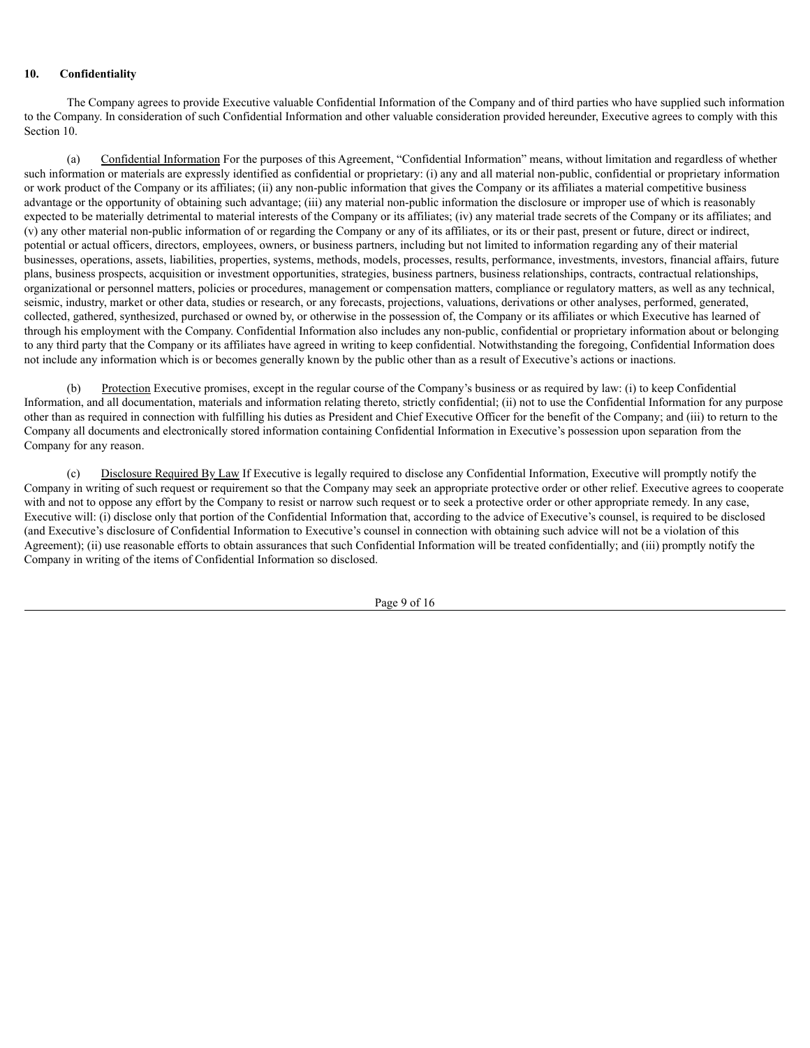## 10. Confidentiality

The Company agrees to provide Executive valuable Confidential Information of the Company and of third parties who have supplied such information to the Company. In consideration of such Confidential Information and other valuable consideration provided hereunder, Executive agrees to comply with this Section 10.

(a) Confidential Information For the purposes of this Agreement, "Confidential Information" means, without limitation and regardless of whether such information or materials are expressly identified as confidential or proprietary: (i) any and all material non-public, confidential or proprietary information or work product of the Company or its affiliates; (ii) any non-public information that gives the Company or its affiliates a material competitive business advantage or the opportunity of obtaining such advantage; (iii) any material non-public information the disclosure or improper use of which is reasonably expected to be materially detrimental to material interests of the Company or its affiliates; (iv) any material trade secrets of the Company or its affiliates; and (v) any other material non-public information of or regarding the Company or any of its affiliates, or its or their past, present or future, direct or indirect, potential or actual officers, directors, employees, owners, or business partners, including but not limited to information regarding any of their material businesses, operations, assets, liabilities, properties, systems, methods, models, processes, results, performance, investments, investors, financial affairs, future plans, business prospects, acquisition or investment opportunities, strategies, business partners, business relationships, contracts, contractual relationships, organizational or personnel matters, policies or procedures, management or compensation matters, compliance or regulatory matters, as well as any technical, seismic, industry, market or other data, studies or research, or any forecasts, projections, valuations, derivations or other analyses, performed, generated, collected, gathered, synthesized, purchased or owned by, or otherwise in the possession of, the Company or its affiliates or which Executive has learned of through his employment with the Company. Confidential Information also includes any non-public, confidential or proprietary information about or belonging to any third party that the Company or its affiliates have agreed in writing to keep confidential. Notwithstanding the foregoing, Confidential Information does not include any information which is or becomes generally known by the public other than as a result of Executive's actions or inactions.

(b) Protection Executive promises, except in the regular course of the Company's business or as required by law: (i) to keep Confidential Information, and all documentation, materials and information relating thereto, strictly confidential; (ii) not to use the Confidential Information for any purpose other than as required in connection with fulfilling his duties as President and Chief Executive Officer for the benefit of the Company; and (iii) to return to the Company all documents and electronically stored information containing Confidential Information in Executive's possession upon separation from the Company for any reason.

(c) Disclosure Required By Law If Executive is legally required to disclose any Confidential Information, Executive will promptly notify the Company in writing of such request or requirement so that the Company may seek an appropriate protective order or other relief. Executive agrees to cooperate with and not to oppose any effort by the Company to resist or narrow such request or to seek a protective order or other appropriate remedy. In any case, Executive will: (i) disclose only that portion of the Confidential Information that, according to the advice of Executive's counsel, is required to be disclosed (and Executive's disclosure of Confidential Information to Executive's counsel in connection with obtaining such advice will not be a violation of this Agreement); (ii) use reasonable efforts to obtain assurances that such Confidential Information will be treated confidentially; and (iii) promptly notify the Company in writing of the items of Confidential Information so disclosed.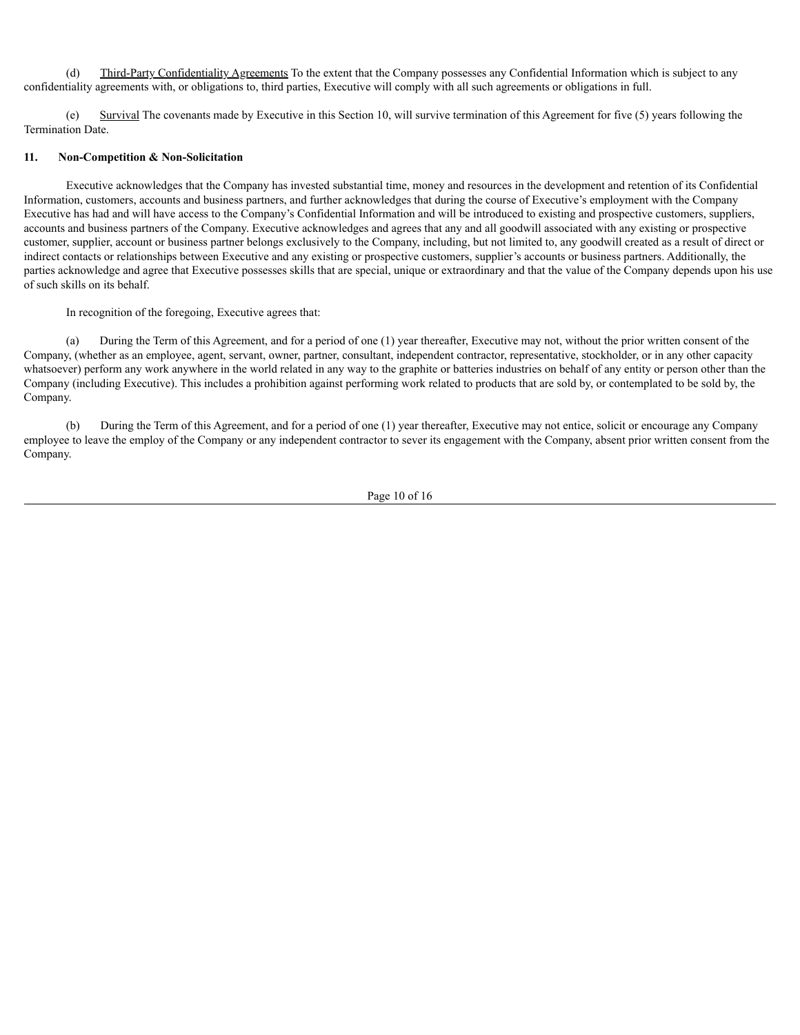(d) Third-Party Confidentiality Agreements To the extent that the Company possesses any Confidential Information which is subject to any confidentiality agreements with, or obligations to, third parties, Executive will comply with all such agreements or obligations in full.

(e) Survival The covenants made by Executive in this Section 10, will survive termination of this Agreement for five (5) years following the Termination Date.

**11. Non-Competition & Non-Solicitation**

Executive acknowledges that the Company has invested substantial time, money and resources in the development and retention of its Confidential Information, customers, accounts and business partners, and further acknowledges that during the course of Executive's employment with the Company Executive has had and will have access to the Company's Confidential Information and will be introduced to existing and prospective customers, suppliers, accounts and business partners of the Company. Executive acknowledges and agrees that any and all goodwill associated with any existing or prospective customer, supplier, account or business partner belongs exclusively to the Company, including, but not limited to, any goodwill created as a result of direct or indirect contacts or relationships between Executive and any existing or prospective customers, supplier's accounts or business partners. Additionally, the parties acknowledge and agree that Executive possesses skills that are special, unique or extraordinary and that the value of the Company depends upon his use of such skills on its behalf.

In recognition of the foregoing, Executive agrees that:

(a) During the Term of this Agreement, and for a period of one (1) year thereafter, Executive may not, without the prior written consent of the Company, (whether as an employee, agent, servant, owner, partner, consultant, independent contractor, representative, stockholder, or in any other capacity whatsoever) perform any work anywhere in the world related in any way to the graphite or batteries industries on behalf of any entity or person other than the Company (including Executive). This includes a prohibition against performing work related to products that are sold by, or contemplated to be sold by, the Company.

(b) During the Term of this Agreement, and for a period of one (1) year thereafter, Executive may not entice, solicit or encourage any Company employee to leave the employ of the Company or any independent contractor to sever its engagement with the Company, absent prior written consent from the Company.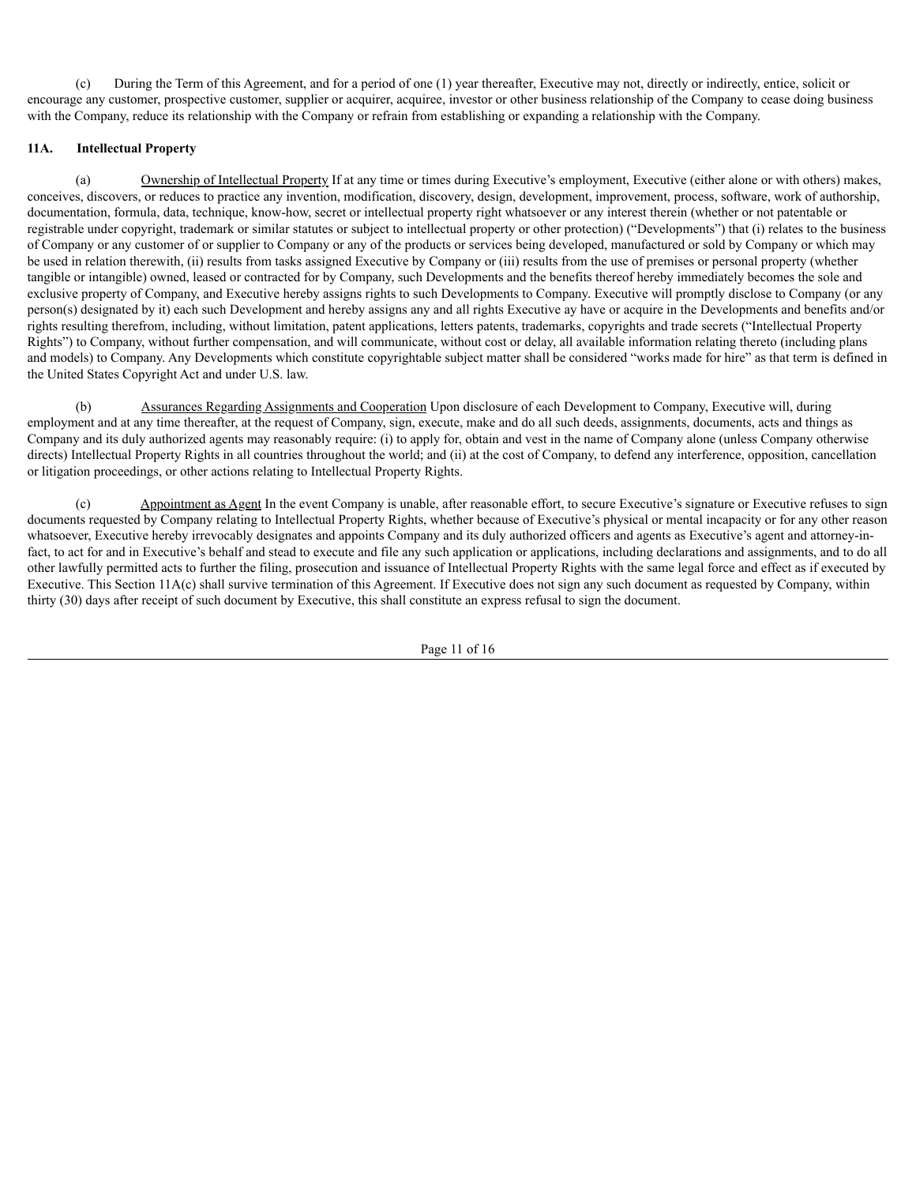(c) During the Term of this Agreement, and for a period of one (1) year thereafter, Executive may not, directly or indirectly, entice, solicit or encourage any customer, prospective customer, supplier or acquirer, acquiree, investor or other business relationship of the Company to cease doing business with the Company, reduce its relationship with the Company or refrain from establishing or expanding a relationship with the Company.

**11A. Intellectual Property**

(a) Ownership of Intellectual Property If at any time or times during Executive's employment, Executive (either alone or with others) makes, conceives, discovers, or reduces to practice any invention, modification, discovery, design, development, improvement, process, software, work of authorship, documentation, formula, data, technique, know-how, secret or intellectual property right whatsoever or any interest therein (whether or not patentable or registrable under copyright, trademark or similar statutes or subject to intellectual property or other protection) ("Developments") that (i) relates to the business of Company or any customer of or supplier to Company or any of the products or services being developed, manufactured or sold by Company or which may be used in relation therewith, (ii) results from tasks assigned Executive by Company or (iii) results from the use of premises or personal property (whether tangible or intangible) owned, leased or contracted for by Company, such Developments and the benefits thereof hereby immediately becomes the sole and exclusive property of Company, and Executive hereby assigns rights to such Developments to Company. Executive will promptly disclose to Company (or any person(s) designated by it) each such Development and hereby assigns any and all rights Executive ay have or acquire in the Developments and benefits and/or rights resulting therefrom, including, without limitation, patent applications, letters patents, trademarks, copyrights and trade secrets ("Intellectual Property Rights") to Company, without further compensation, and will communicate, without cost or delay, all available information relating thereto (including plans and models) to Company. Any Developments which constitute copyrightable subject matter shall be considered "works made for hire" as that term is defined in the United States Copyright Act and under U.S. law.

(b) Assurances Regarding Assignments and Cooperation Upon disclosure of each Development to Company, Executive will, during employment and at any time thereafter, at the request of Company, sign, execute, make and do all such deeds, assignments, documents, acts and things as Company and its duly authorized agents may reasonably require: (i) to apply for, obtain and vest in the name of Company alone (unless Company otherwise directs) Intellectual Property Rights in all countries throughout the world; and (ii) at the cost of Company, to defend any interference, opposition, cancellation or litigation proceedings, or other actions relating to Intellectual Property Rights.

(c) Appointment as Agent In the event Company is unable, after reasonable effort, to secure Executive's signature or Executive refuses to sign documents requested by Company relating to Intellectual Property Rights, whether because of Executive's physical or mental incapacity or for any other reason whatsoever, Executive hereby irrevocably designates and appoints Company and its duly authorized officers and agents as Executive's agent and attorney-in-fact, to act for and in Executive's behalf and stead to execute and file any such application or applications, including declarations and assignments, and to do all other lawfully permitted acts to further the filing, prosecution and issuance of Intellectual Property Rights with the same legal force and effect as if executed by Executive. This Section 11A(c) shall survive termination of this Agreement. If Executive does not sign any such document as requested by Company, within thirty (30) days after receipt of such document by Executive, this shall constitute an express refusal to sign the document.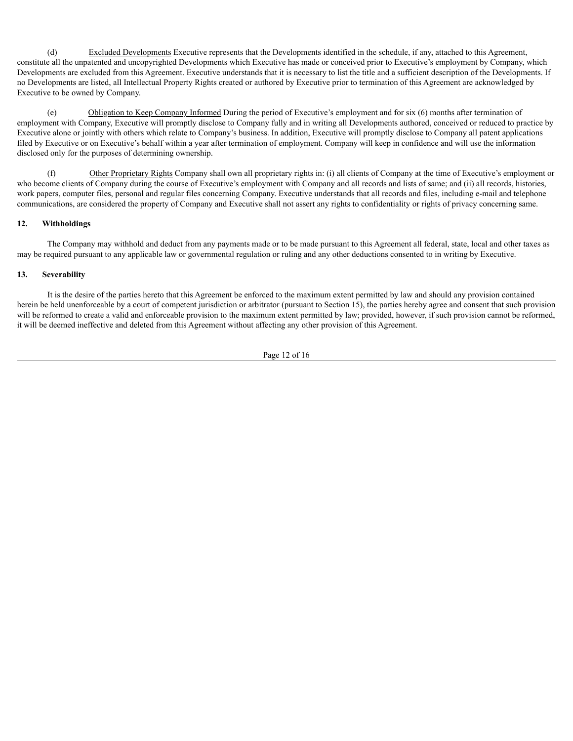(d) Excluded Developments Executive represents that the Developments identified in the schedule, if any, attached to this Agreement, constitute all the unpatented and uncopyrighted Developments which Executive has made or conceived prior to Executive's employment by Company, which Developments are excluded from this Agreement. Executive understands that it is necessary to list the title and a sufficient description of the Developments. If no Developments are listed, all Intellectual Property Rights created or authored by Executive prior to termination of this Agreement are acknowledged by Executive to be owned by Company.

(e) Obligation to Keep Company Informed During the period of Executive's employment and for six (6) months after termination of employment with Company, Executive will promptly disclose to Company fully and in writing all Developments authored, conceived or reduced to practice by Executive alone or jointly with others which relate to Company's business. In addition, Executive will promptly disclose to Company all patent applications filed by Executive or on Executive's behalf within a year after termination of employment. Company will keep in confidence and will use the information disclosed only for the purposes of determining ownership.

(f) Other Proprietary Rights Company shall own all proprietary rights in: (i) all clients of Company at the time of Executive's employment or who become clients of Company during the course of Executive's employment with Company and all records and lists of same; and (ii) all records, histories, work papers, computer files, personal and regular files concerning Company. Executive understands that all records and files, including e-mail and telephone communications, are considered the property of Company and Executive shall not assert any rights to confidentiality or rights of privacy concerning same.

## 12. Withholdings

The Company may withhold and deduct from any payments made or to be made pursuant to this Agreement all federal, state, local and other taxes as may be required pursuant to any applicable law or governmental regulation or ruling and any other deductions consented to in writing by Executive.

## 13. Severability

It is the desire of the parties hereto that this Agreement be enforced to the maximum extent permitted by law and should any provision contained herein be held unenforceable by a court of competent jurisdiction or arbitrator (pursuant to Section 15), the parties hereby agree and consent that such provision will be reformed to create a valid and enforceable provision to the maximum extent permitted by law; provided, however, if such provision cannot be reformed, it will be deemed ineffective and deleted from this Agreement without affecting any other provision of this Agreement.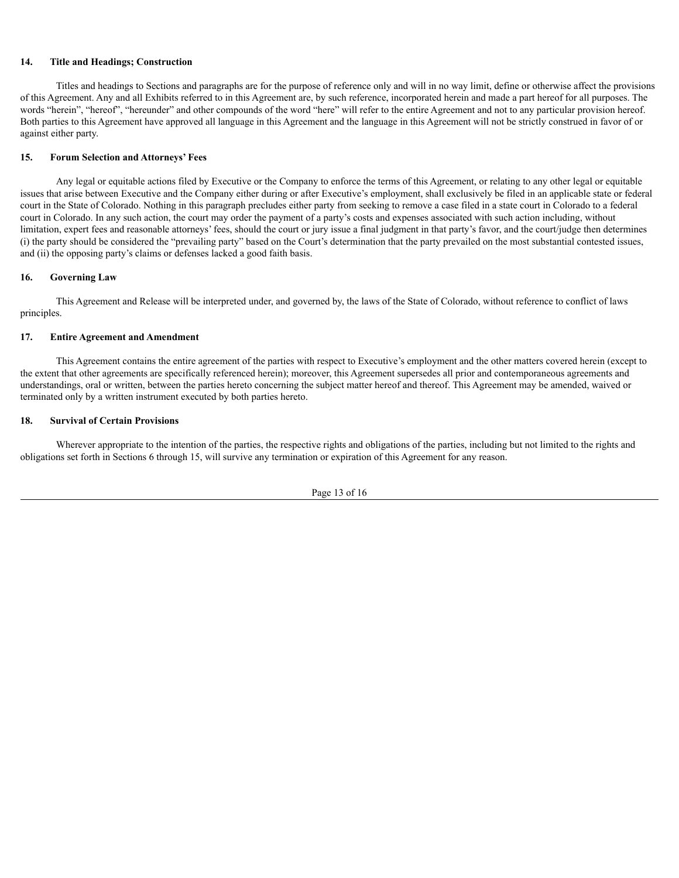**14. Title and Headings; Construction**

Titles and headings to Sections and paragraphs are for the purpose of reference only and will in no way limit, define or otherwise affect the provisions of this Agreement. Any and all Exhibits referred to in this Agreement are, by such reference, incorporated herein and made a part hereof for all purposes. The words "herein", "hereof", "hereunder" and other compounds of the word "here" will refer to the entire Agreement and not to any particular provision hereof. Both parties to this Agreement have approved all language in this Agreement and the language in this Agreement will not be strictly construed in favor of or against either party.

**15. Forum Selection and Attorneys' Fees**

Any legal or equitable actions filed by Executive or the Company to enforce the terms of this Agreement, or relating to any other legal or equitable issues that arise between Executive and the Company either during or after Executive's employment, shall exclusively be filed in an applicable state or federal court in the State of Colorado. Nothing in this paragraph precludes either party from seeking to remove a case filed in a state court in Colorado to a federal court in Colorado. In any such action, the court may order the payment of a party's costs and expenses associated with such action including, without limitation, expert fees and reasonable attorneys' fees, should the court or jury issue a final judgment in that party's favor, and the court/judge then determines (i) the party should be considered the "prevailing party" based on the Court's determination that the party prevailed on the most substantial contested issues, and (ii) the opposing party's claims or defenses lacked a good faith basis.

**16. Governing Law**

This Agreement and Release will be interpreted under, and governed by, the laws of the State of Colorado, without reference to conflict of laws principles.

**17. Entire Agreement and Amendment**

This Agreement contains the entire agreement of the parties with respect to Executive's employment and the other matters covered herein (except to the extent that other agreements are specifically referenced herein); moreover, this Agreement supersedes all prior and contemporaneous agreements and understandings, oral or written, between the parties hereto concerning the subject matter hereof and thereof. This Agreement may be amended, waived or terminated only by a written instrument executed by both parties hereto.

**18. Survival of Certain Provisions**

Wherever appropriate to the intention of the parties, the respective rights and obligations of the parties, including but not limited to the rights and obligations set forth in Sections 6 through 15, will survive any termination or expiration of this Agreement for any reason.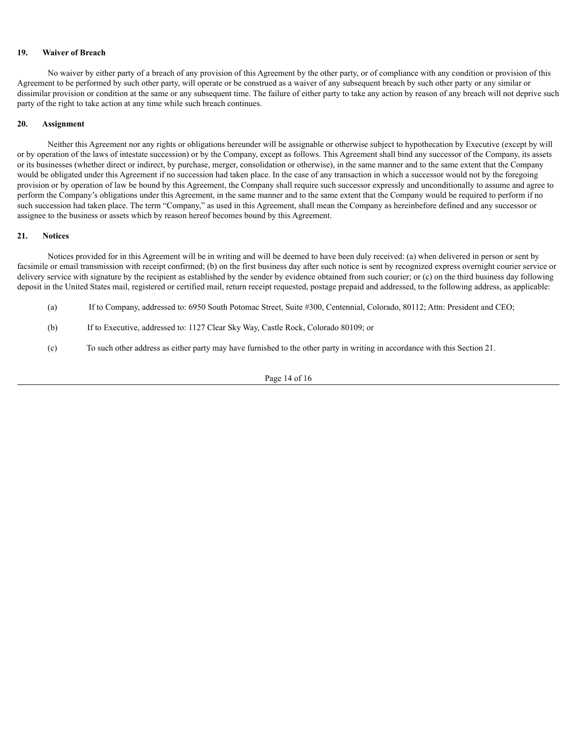**19. Waiver of Breach**

No waiver by either party of a breach of any provision of this Agreement by the other party, or of compliance with any condition or provision of this Agreement to be performed by such other party, will operate or be construed as a waiver of any subsequent breach by such other party or any similar or dissimilar provision or condition at the same or any subsequent time. The failure of either party to take any action by reason of any breach will not deprive such party of the right to take action at any time while such breach continues.

**20. Assignment**

Neither this Agreement nor any rights or obligations hereunder will be assignable or otherwise subject to hypothecation by Executive (except by will or by operation of the laws of intestate succession) or by the Company, except as follows. This Agreement shall bind any successor of the Company, its assets or its businesses (whether direct or indirect, by purchase, merger, consolidation or otherwise), in the same manner and to the same extent that the Company would be obligated under this Agreement if no succession had taken place. In the case of any transaction in which a successor would not by the foregoing provision or by operation of law be bound by this Agreement, the Company shall require such successor expressly and unconditionally to assume and agree to perform the Company's obligations under this Agreement, in the same manner and to the same extent that the Company would be required to perform if no such succession had taken place. The term "Company," as used in this Agreement, shall mean the Company as hereinbefore defined and any successor or assignee to the business or assets which by reason hereof becomes bound by this Agreement.

**21. Notices**

Notices provided for in this Agreement will be in writing and will be deemed to have been duly received: (a) when delivered in person or sent by facsimile or email transmission with receipt confirmed; (b) on the first business day after such notice is sent by recognized express overnight courier service or delivery service with signature by the recipient as established by the sender by evidence obtained from such courier; or (c) on the third business day following deposit in the United States mail, registered or certified mail, return receipt requested, postage prepaid and addressed, to the following address, as applicable:

(a) If to Company, addressed to: 6950 South Potomac Street, Suite #300, Centennial, Colorado, 80112; Attn: President and CEO;

(b) If to Executive, addressed to: 1127 Clear Sky Way, Castle Rock, Colorado 80109; or

(c) To such other address as either party may have furnished to the other party in writing in accordance with this Section 21.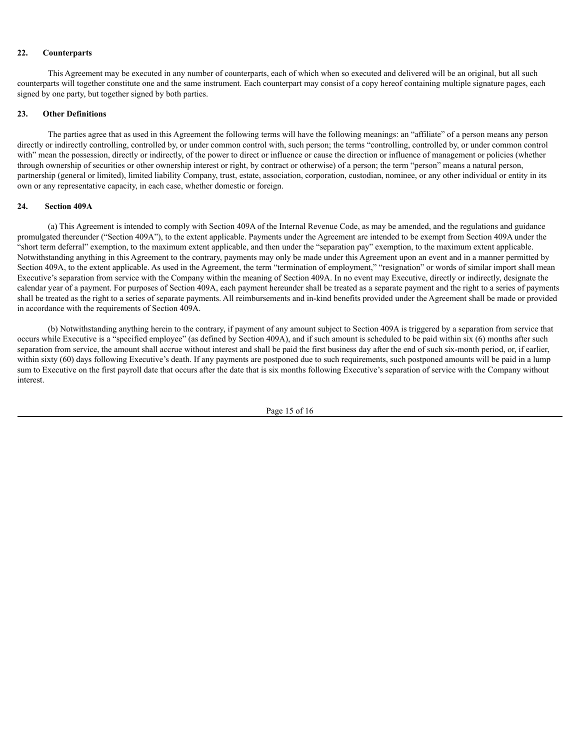## 22. Counterparts

This Agreement may be executed in any number of counterparts, each of which when so executed and delivered will be an original, but all such counterparts will together constitute one and the same instrument. Each counterpart may consist of a copy hereof containing multiple signature pages, each signed by one party, but together signed by both parties.

## 23. Other Definitions

The parties agree that as used in this Agreement the following terms will have the following meanings: an "affiliate" of a person means any person directly or indirectly controlling, controlled by, or under common control with, such person; the terms "controlling, controlled by, or under common control with" mean the possession, directly or indirectly, of the power to direct or influence or cause the direction or influence of management or policies (whether through ownership of securities or other ownership interest or right, by contract or otherwise) of a person; the term "person" means a natural person, partnership (general or limited), limited liability Company, trust, estate, association, corporation, custodian, nominee, or any other individual or entity in its own or any representative capacity, in each case, whether domestic or foreign.

## 24. Section 409A

(a) This Agreement is intended to comply with Section 409A of the Internal Revenue Code, as may be amended, and the regulations and guidance promulgated thereunder ("Section 409A"), to the extent applicable. Payments under the Agreement are intended to be exempt from Section 409A under the "short term deferral" exemption, to the maximum extent applicable, and then under the "separation pay" exemption, to the maximum extent applicable. Notwithstanding anything in this Agreement to the contrary, payments may only be made under this Agreement upon an event and in a manner permitted by Section 409A, to the extent applicable. As used in the Agreement, the term "termination of employment," "resignation" or words of similar import shall mean Executive's separation from service with the Company within the meaning of Section 409A. In no event may Executive, directly or indirectly, designate the calendar year of a payment. For purposes of Section 409A, each payment hereunder shall be treated as a separate payment and the right to a series of payments shall be treated as the right to a series of separate payments. All reimbursements and in-kind benefits provided under the Agreement shall be made or provided in accordance with the requirements of Section 409A.

(b) Notwithstanding anything herein to the contrary, if payment of any amount subject to Section 409A is triggered by a separation from service that occurs while Executive is a "specified employee" (as defined by Section 409A), and if such amount is scheduled to be paid within six (6) months after such separation from service, the amount shall accrue without interest and shall be paid the first business day after the end of such six-month period, or, if earlier, within sixty (60) days following Executive's death. If any payments are postponed due to such requirements, such postponed amounts will be paid in a lump sum to Executive on the first payroll date that occurs after the date that is six months following Executive's separation of service with the Company without interest.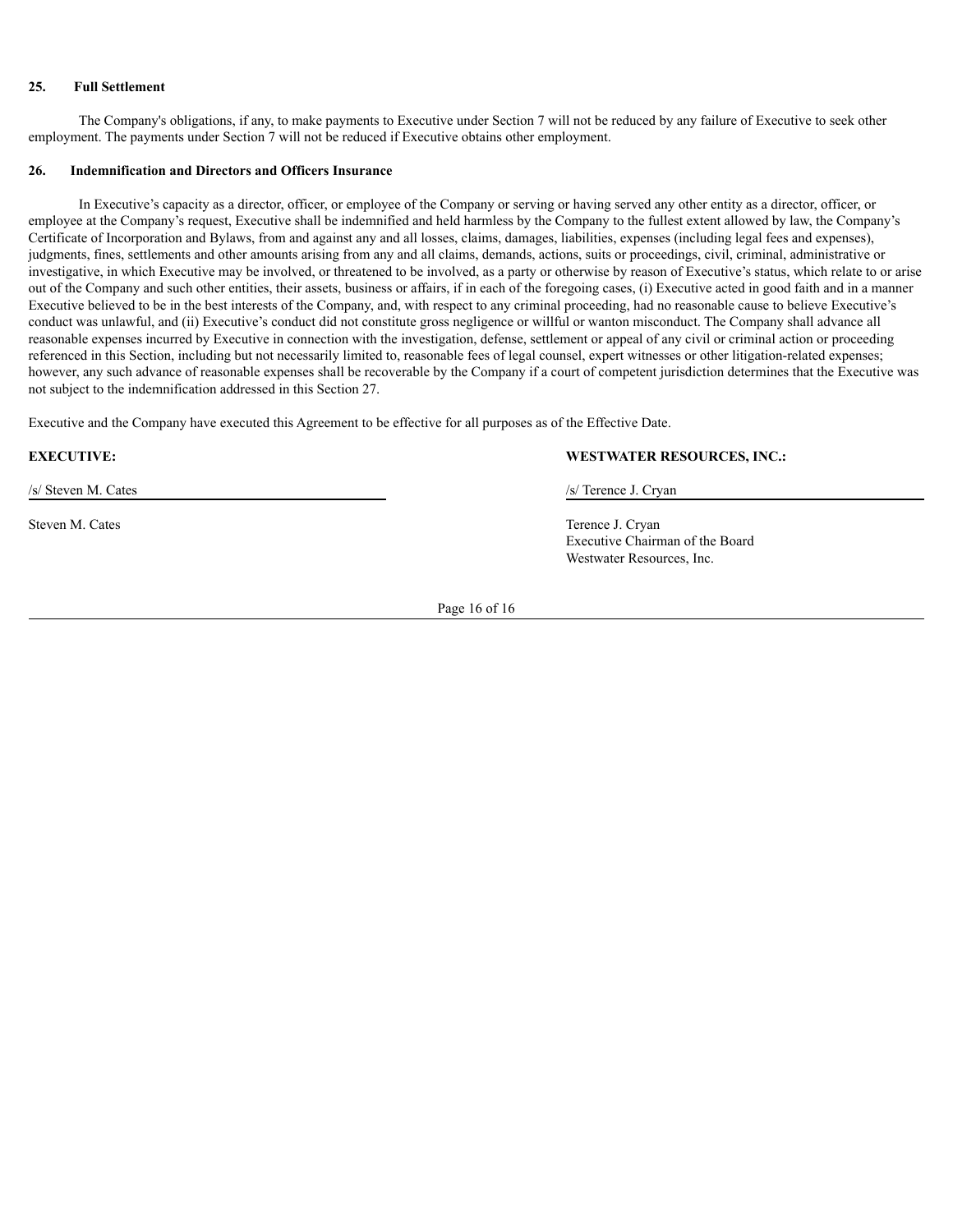**25. Full Settlement**

The Company's obligations, if any, to make payments to Executive under Section 7 will not be reduced by any failure of Executive to seek other employment. The payments under Section 7 will not be reduced if Executive obtains other employment.

**26. Indemnification and Directors and Officers Insurance**

In Executive's capacity as a director, officer, or employee of the Company or serving or having served any other entity as a director, officer, or employee at the Company's request, Executive shall be indemnified and held harmless by the Company to the fullest extent allowed by law, the Company's Certificate of Incorporation and Bylaws, from and against any and all losses, claims, damages, liabilities, expenses (including legal fees and expenses), judgments, fines, settlements and other amounts arising from any and all claims, demands, actions, suits or proceedings, civil, criminal, administrative or investigative, in which Executive may be involved, or threatened to be involved, as a party or otherwise by reason of Executive's status, which relate to or arise out of the Company and such other entities, their assets, business or affairs, if in each of the foregoing cases, (i) Executive acted in good faith and in a manner Executive believed to be in the best interests of the Company, and, with respect to any criminal proceeding, had no reasonable cause to believe Executive's conduct was unlawful, and (ii) Executive's conduct did not constitute gross negligence or willful or wanton misconduct. The Company shall advance all reasonable expenses incurred by Executive in connection with the investigation, defense, settlement or appeal of any civil or criminal action or proceeding referenced in this Section, including but not necessarily limited to, reasonable fees of legal counsel, expert witnesses or other litigation-related expenses; however, any such advance of reasonable expenses shall be recoverable by the Company if a court of competent jurisdiction determines that the Executive was not subject to the indemnification addressed in this Section 27.

Executive and the Company have executed this Agreement to be effective for all purposes as of the Effective Date.

**EXECUTIVE:**

/s/ Steven M. Cates

Steven M. Cates

**WESTWATER RESOURCES, INC.:**

/s/ Terence J. Cryan

Terence J. Cryan
Executive Chairman of the Board
Westwater Resources, Inc.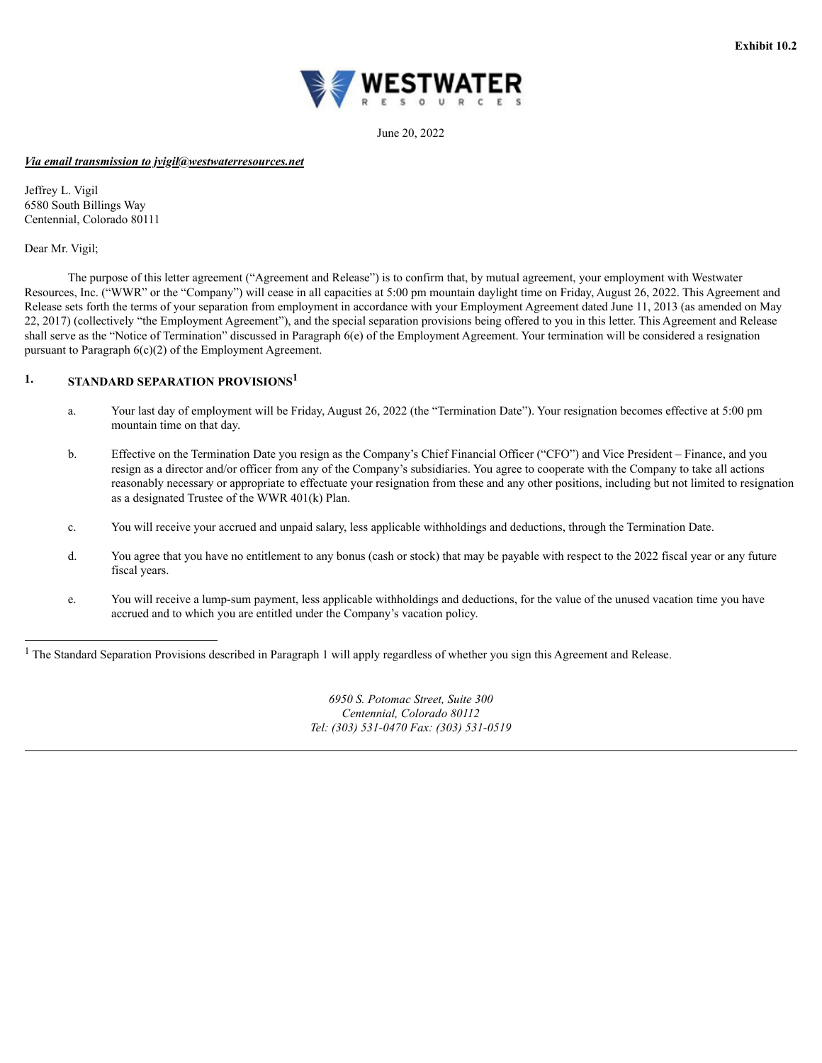**Exhibit 10.2**

WESTWATER RESOURCES

June 20, 2022

***Via email transmission to jvigil@westwaterresources.net***

Jeffrey L. Vigil
6580 South Billings Way
Centennial, Colorado 80111

Dear Mr. Vigil;

The purpose of this letter agreement ("Agreement and Release") is to confirm that, by mutual agreement, your employment with Westwater Resources, Inc. ("WWR" or the "Company") will cease in all capacities at 5:00 pm mountain daylight time on Friday, August 26, 2022. This Agreement and Release sets forth the terms of your separation from employment in accordance with your Employment Agreement dated June 11, 2013 (as amended on May 22, 2017) (collectively "the Employment Agreement"), and the special separation provisions being offered to you in this letter. This Agreement and Release shall serve as the "Notice of Termination" discussed in Paragraph 6(e) of the Employment Agreement. Your termination will be considered a resignation pursuant to Paragraph 6(c)(2) of the Employment Agreement.

## 1. STANDARD SEPARATION PROVISIONS[1]

a. Your last day of employment will be Friday, August 26, 2022 (the "Termination Date"). Your resignation becomes effective at 5:00 pm mountain time on that day.

b. Effective on the Termination Date you resign as the Company's Chief Financial Officer ("CFO") and Vice President – Finance, and you resign as a director and/or officer from any of the Company's subsidiaries. You agree to cooperate with the Company to take all actions reasonably necessary or appropriate to effectuate your resignation from these and any other positions, including but not limited to resignation as a designated Trustee of the WWR 401(k) Plan.

c. You will receive your accrued and unpaid salary, less applicable withholdings and deductions, through the Termination Date.

d. You agree that you have no entitlement to any bonus (cash or stock) that may be payable with respect to the 2022 fiscal year or any future fiscal years.

e. You will receive a lump-sum payment, less applicable withholdings and deductions, for the value of the unused vacation time you have accrued and to which you are entitled under the Company's vacation policy.

---

[1] The Standard Separation Provisions described in Paragraph 1 will apply regardless of whether you sign this Agreement and Release.

*6950 S. Potomac Street, Suite 300*
*Centennial, Colorado 80112*
*Tel: (303) 531-0470 Fax: (303) 531-0519*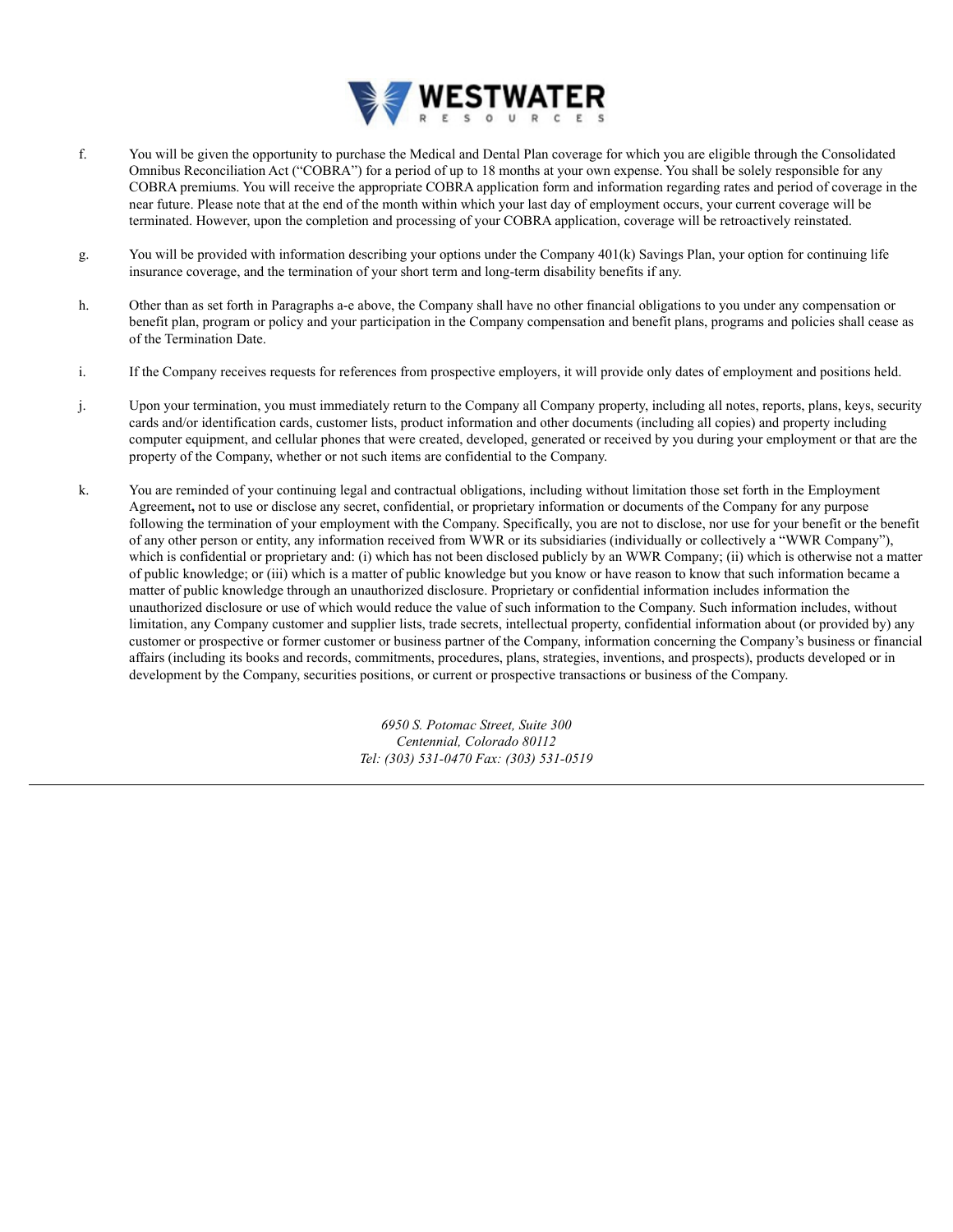f. You will be given the opportunity to purchase the Medical and Dental Plan coverage for which you are eligible through the Consolidated Omnibus Reconciliation Act ("COBRA") for a period of up to 18 months at your own expense. You shall be solely responsible for any COBRA premiums. You will receive the appropriate COBRA application form and information regarding rates and period of coverage in the near future. Please note that at the end of the month within which your last day of employment occurs, your current coverage will be terminated. However, upon the completion and processing of your COBRA application, coverage will be retroactively reinstated.

g. You will be provided with information describing your options under the Company 401(k) Savings Plan, your option for continuing life insurance coverage, and the termination of your short term and long-term disability benefits if any.

h. Other than as set forth in Paragraphs a-e above, the Company shall have no other financial obligations to you under any compensation or benefit plan, program or policy and your participation in the Company compensation and benefit plans, programs and policies shall cease as of the Termination Date.

i. If the Company receives requests for references from prospective employers, it will provide only dates of employment and positions held.

j. Upon your termination, you must immediately return to the Company all Company property, including all notes, reports, plans, keys, security cards and/or identification cards, customer lists, product information and other documents (including all copies) and property including computer equipment, and cellular phones that were created, developed, generated or received by you during your employment or that are the property of the Company, whether or not such items are confidential to the Company.

k. You are reminded of your continuing legal and contractual obligations, including without limitation those set forth in the Employment Agreement**,** not to use or disclose any secret, confidential, or proprietary information or documents of the Company for any purpose following the termination of your employment with the Company. Specifically, you are not to disclose, nor use for your benefit or the benefit of any other person or entity, any information received from WWR or its subsidiaries (individually or collectively a "WWR Company"), which is confidential or proprietary and: (i) which has not been disclosed publicly by an WWR Company; (ii) which is otherwise not a matter of public knowledge; or (iii) which is a matter of public knowledge but you know or have reason to know that such information became a matter of public knowledge through an unauthorized disclosure. Proprietary or confidential information includes information the unauthorized disclosure or use of which would reduce the value of such information to the Company. Such information includes, without limitation, any Company customer and supplier lists, trade secrets, intellectual property, confidential information about (or provided by) any customer or prospective or former customer or business partner of the Company, information concerning the Company's business or financial affairs (including its books and records, commitments, procedures, plans, strategies, inventions, and prospects), products developed or in development by the Company, securities positions, or current or prospective transactions or business of the Company.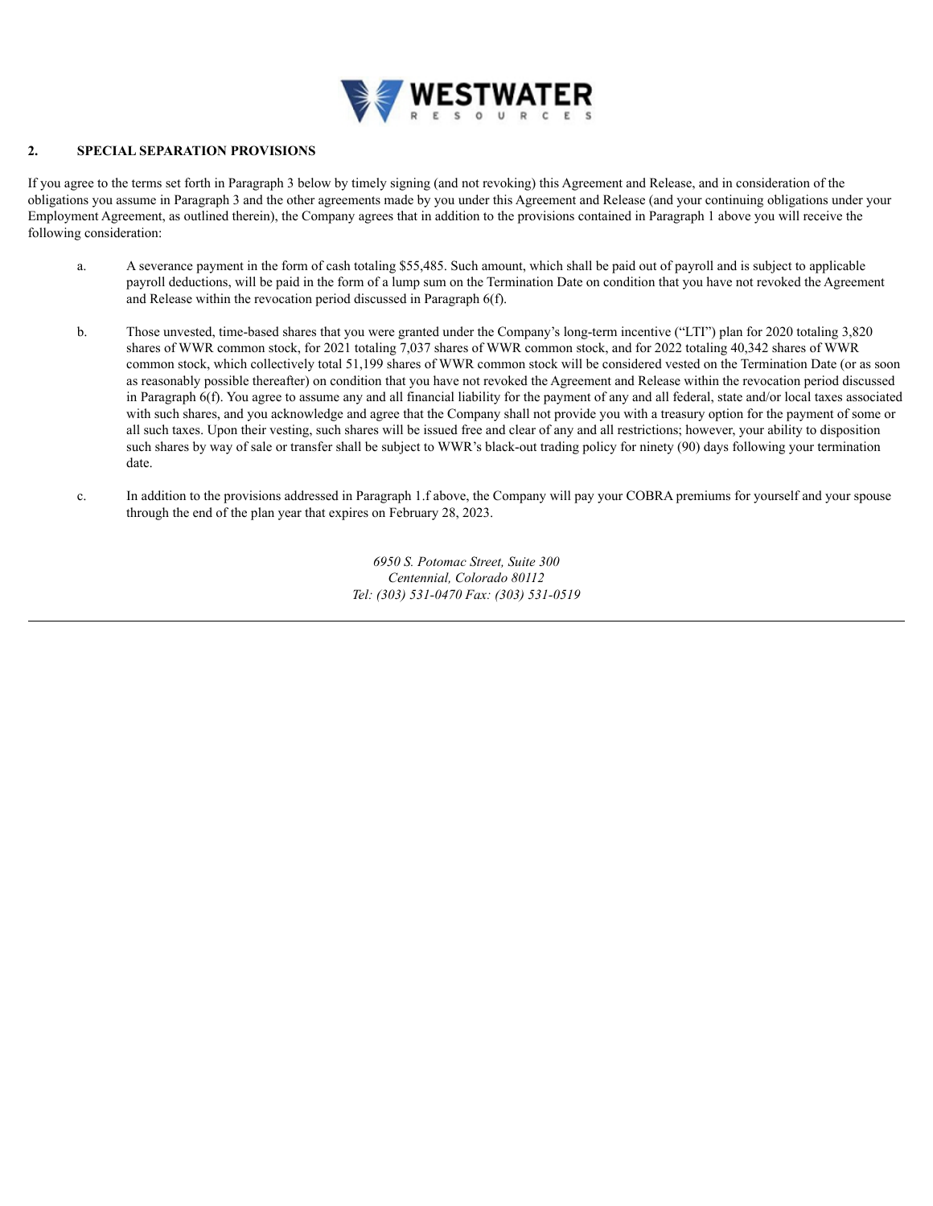## 2. SPECIAL SEPARATION PROVISIONS

If you agree to the terms set forth in Paragraph 3 below by timely signing (and not revoking) this Agreement and Release, and in consideration of the obligations you assume in Paragraph 3 and the other agreements made by you under this Agreement and Release (and your continuing obligations under your Employment Agreement, as outlined therein), the Company agrees that in addition to the provisions contained in Paragraph 1 above you will receive the following consideration:

a. A severance payment in the form of cash totaling $55,485. Such amount, which shall be paid out of payroll and is subject to applicable payroll deductions, will be paid in the form of a lump sum on the Termination Date on condition that you have not revoked the Agreement and Release within the revocation period discussed in Paragraph 6(f).

b. Those unvested, time-based shares that you were granted under the Company's long-term incentive ("LTI") plan for 2020 totaling 3,820 shares of WWR common stock, for 2021 totaling 7,037 shares of WWR common stock, and for 2022 totaling 40,342 shares of WWR common stock, which collectively total 51,199 shares of WWR common stock will be considered vested on the Termination Date (or as soon as reasonably possible thereafter) on condition that you have not revoked the Agreement and Release within the revocation period discussed in Paragraph 6(f). You agree to assume any and all financial liability for the payment of any and all federal, state and/or local taxes associated with such shares, and you acknowledge and agree that the Company shall not provide you with a treasury option for the payment of some or all such taxes. Upon their vesting, such shares will be issued free and clear of any and all restrictions; however, your ability to disposition such shares by way of sale or transfer shall be subject to WWR's black-out trading policy for ninety (90) days following your termination date.

c. In addition to the provisions addressed in Paragraph 1.f above, the Company will pay your COBRA premiums for yourself and your spouse through the end of the plan year that expires on February 28, 2023.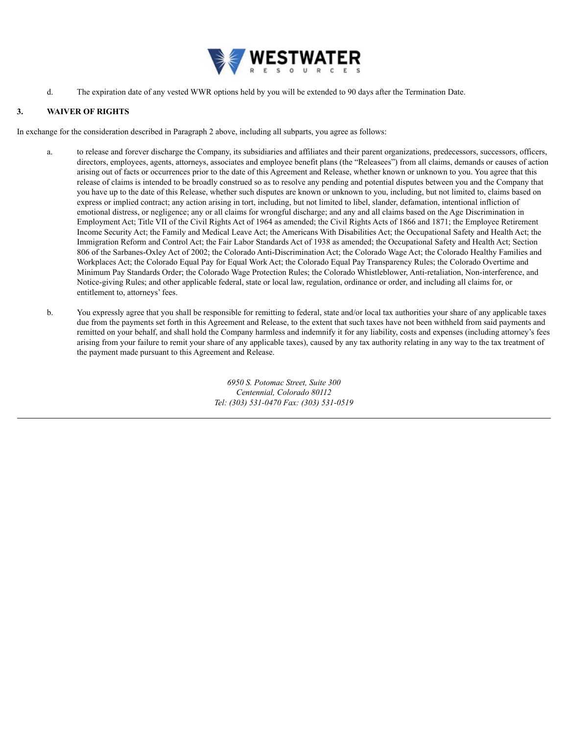d. The expiration date of any vested WWR options held by you will be extended to 90 days after the Termination Date.

**3. WAIVER OF RIGHTS**

In exchange for the consideration described in Paragraph 2 above, including all subparts, you agree as follows:

a. to release and forever discharge the Company, its subsidiaries and affiliates and their parent organizations, predecessors, successors, officers, directors, employees, agents, attorneys, associates and employee benefit plans (the "Releasees") from all claims, demands or causes of action arising out of facts or occurrences prior to the date of this Agreement and Release, whether known or unknown to you. You agree that this release of claims is intended to be broadly construed so as to resolve any pending and potential disputes between you and the Company that you have up to the date of this Release, whether such disputes are known or unknown to you, including, but not limited to, claims based on express or implied contract; any action arising in tort, including, but not limited to libel, slander, defamation, intentional infliction of emotional distress, or negligence; any or all claims for wrongful discharge; and any and all claims based on the Age Discrimination in Employment Act; Title VII of the Civil Rights Act of 1964 as amended; the Civil Rights Acts of 1866 and 1871; the Employee Retirement Income Security Act; the Family and Medical Leave Act; the Americans With Disabilities Act; the Occupational Safety and Health Act; the Immigration Reform and Control Act; the Fair Labor Standards Act of 1938 as amended; the Occupational Safety and Health Act; Section 806 of the Sarbanes-Oxley Act of 2002; the Colorado Anti-Discrimination Act; the Colorado Wage Act; the Colorado Healthy Families and Workplaces Act; the Colorado Equal Pay for Equal Work Act; the Colorado Equal Pay Transparency Rules; the Colorado Overtime and Minimum Pay Standards Order; the Colorado Wage Protection Rules; the Colorado Whistleblower, Anti-retaliation, Non-interference, and Notice-giving Rules; and other applicable federal, state or local law, regulation, ordinance or order, and including all claims for, or entitlement to, attorneys' fees.

b. You expressly agree that you shall be responsible for remitting to federal, state and/or local tax authorities your share of any applicable taxes due from the payments set forth in this Agreement and Release, to the extent that such taxes have not been withheld from said payments and remitted on your behalf, and shall hold the Company harmless and indemnify it for any liability, costs and expenses (including attorney's fees arising from your failure to remit your share of any applicable taxes), caused by any tax authority relating in any way to the tax treatment of the payment made pursuant to this Agreement and Release.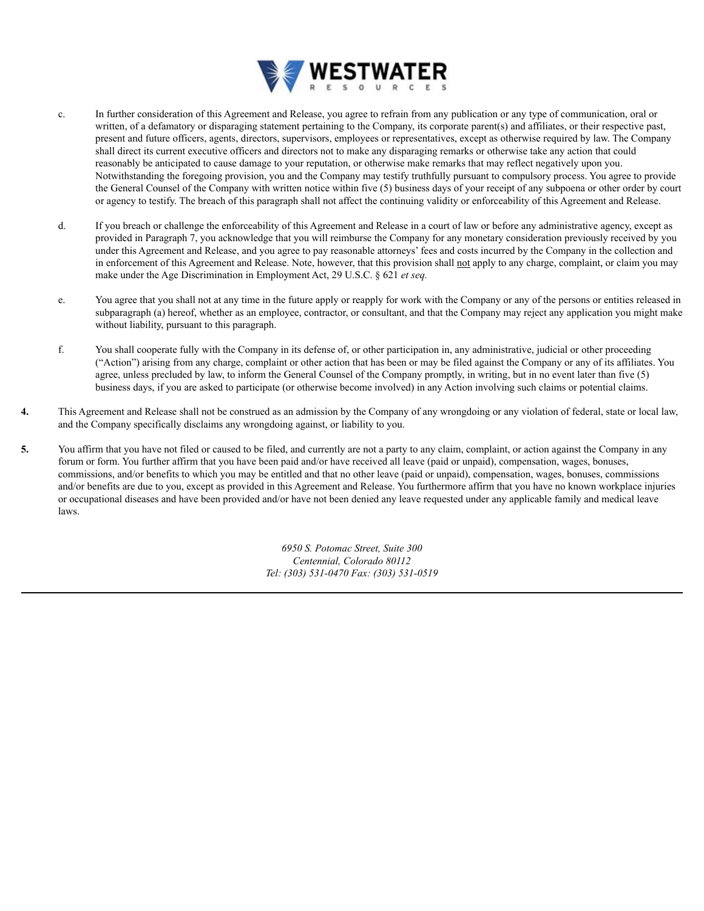c. In further consideration of this Agreement and Release, you agree to refrain from any publication or any type of communication, oral or written, of a defamatory or disparaging statement pertaining to the Company, its corporate parent(s) and affiliates, or their respective past, present and future officers, agents, directors, supervisors, employees or representatives, except as otherwise required by law. The Company shall direct its current executive officers and directors not to make any disparaging remarks or otherwise take any action that could reasonably be anticipated to cause damage to your reputation, or otherwise make remarks that may reflect negatively upon you. Notwithstanding the foregoing provision, you and the Company may testify truthfully pursuant to compulsory process. You agree to provide the General Counsel of the Company with written notice within five (5) business days of your receipt of any subpoena or other order by court or agency to testify. The breach of this paragraph shall not affect the continuing validity or enforceability of this Agreement and Release.

d. If you breach or challenge the enforceability of this Agreement and Release in a court of law or before any administrative agency, except as provided in Paragraph 7, you acknowledge that you will reimburse the Company for any monetary consideration previously received by you under this Agreement and Release, and you agree to pay reasonable attorneys' fees and costs incurred by the Company in the collection and in enforcement of this Agreement and Release. Note, however, that this provision shall <u>not</u> apply to any charge, complaint, or claim you may make under the Age Discrimination in Employment Act, 29 U.S.C. § 621 *et seq.*

e. You agree that you shall not at any time in the future apply or reapply for work with the Company or any of the persons or entities released in subparagraph (a) hereof, whether as an employee, contractor, or consultant, and that the Company may reject any application you might make without liability, pursuant to this paragraph.

f. You shall cooperate fully with the Company in its defense of, or other participation in, any administrative, judicial or other proceeding ("Action") arising from any charge, complaint or other action that has been or may be filed against the Company or any of its affiliates. You agree, unless precluded by law, to inform the General Counsel of the Company promptly, in writing, but in no event later than five (5) business days, if you are asked to participate (or otherwise become involved) in any Action involving such claims or potential claims.

**4.** This Agreement and Release shall not be construed as an admission by the Company of any wrongdoing or any violation of federal, state or local law, and the Company specifically disclaims any wrongdoing against, or liability to you.

**5.** You affirm that you have not filed or caused to be filed, and currently are not a party to any claim, complaint, or action against the Company in any forum or form. You further affirm that you have been paid and/or have received all leave (paid or unpaid), compensation, wages, bonuses, commissions, and/or benefits to which you may be entitled and that no other leave (paid or unpaid), compensation, wages, bonuses, commissions and/or benefits are due to you, except as provided in this Agreement and Release. You furthermore affirm that you have no known workplace injuries or occupational diseases and have been provided and/or have not been denied any leave requested under any applicable family and medical leave laws.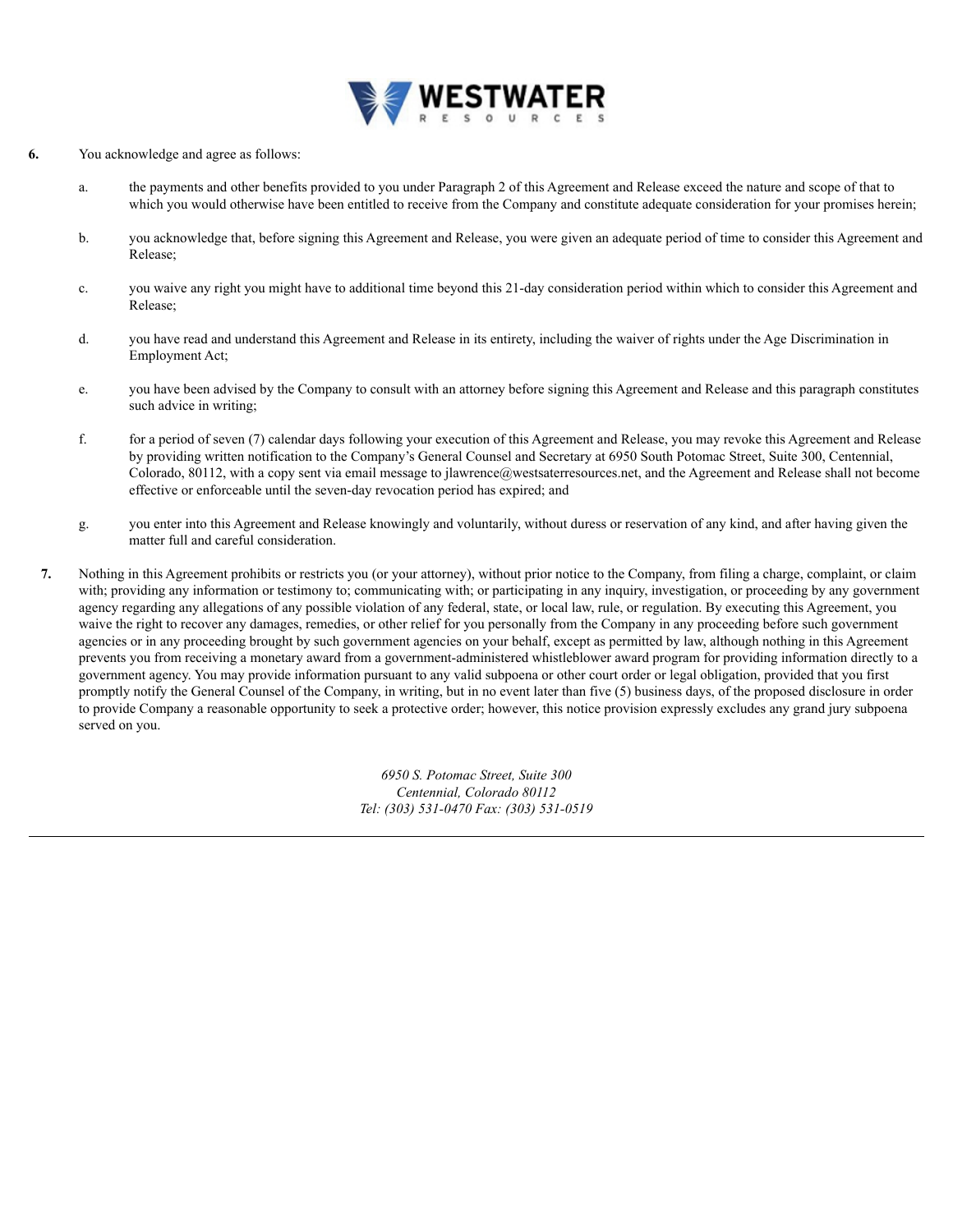**6.** You acknowledge and agree as follows:

a. the payments and other benefits provided to you under Paragraph 2 of this Agreement and Release exceed the nature and scope of that to which you would otherwise have been entitled to receive from the Company and constitute adequate consideration for your promises herein;

b. you acknowledge that, before signing this Agreement and Release, you were given an adequate period of time to consider this Agreement and Release;

c. you waive any right you might have to additional time beyond this 21-day consideration period within which to consider this Agreement and Release;

d. you have read and understand this Agreement and Release in its entirety, including the waiver of rights under the Age Discrimination in Employment Act;

e. you have been advised by the Company to consult with an attorney before signing this Agreement and Release and this paragraph constitutes such advice in writing;

f. for a period of seven (7) calendar days following your execution of this Agreement and Release, you may revoke this Agreement and Release by providing written notification to the Company's General Counsel and Secretary at 6950 South Potomac Street, Suite 300, Centennial, Colorado, 80112, with a copy sent via email message to jlawrence@westsaterresources.net, and the Agreement and Release shall not become effective or enforceable until the seven-day revocation period has expired; and

g. you enter into this Agreement and Release knowingly and voluntarily, without duress or reservation of any kind, and after having given the matter full and careful consideration.

**7.** Nothing in this Agreement prohibits or restricts you (or your attorney), without prior notice to the Company, from filing a charge, complaint, or claim with; providing any information or testimony to; communicating with; or participating in any inquiry, investigation, or proceeding by any government agency regarding any allegations of any possible violation of any federal, state, or local law, rule, or regulation. By executing this Agreement, you waive the right to recover any damages, remedies, or other relief for you personally from the Company in any proceeding before such government agencies or in any proceeding brought by such government agencies on your behalf, except as permitted by law, although nothing in this Agreement prevents you from receiving a monetary award from a government-administered whistleblower award program for providing information directly to a government agency. You may provide information pursuant to any valid subpoena or other court order or legal obligation, provided that you first promptly notify the General Counsel of the Company, in writing, but in no event later than five (5) business days, of the proposed disclosure in order to provide Company a reasonable opportunity to seek a protective order; however, this notice provision expressly excludes any grand jury subpoena served on you.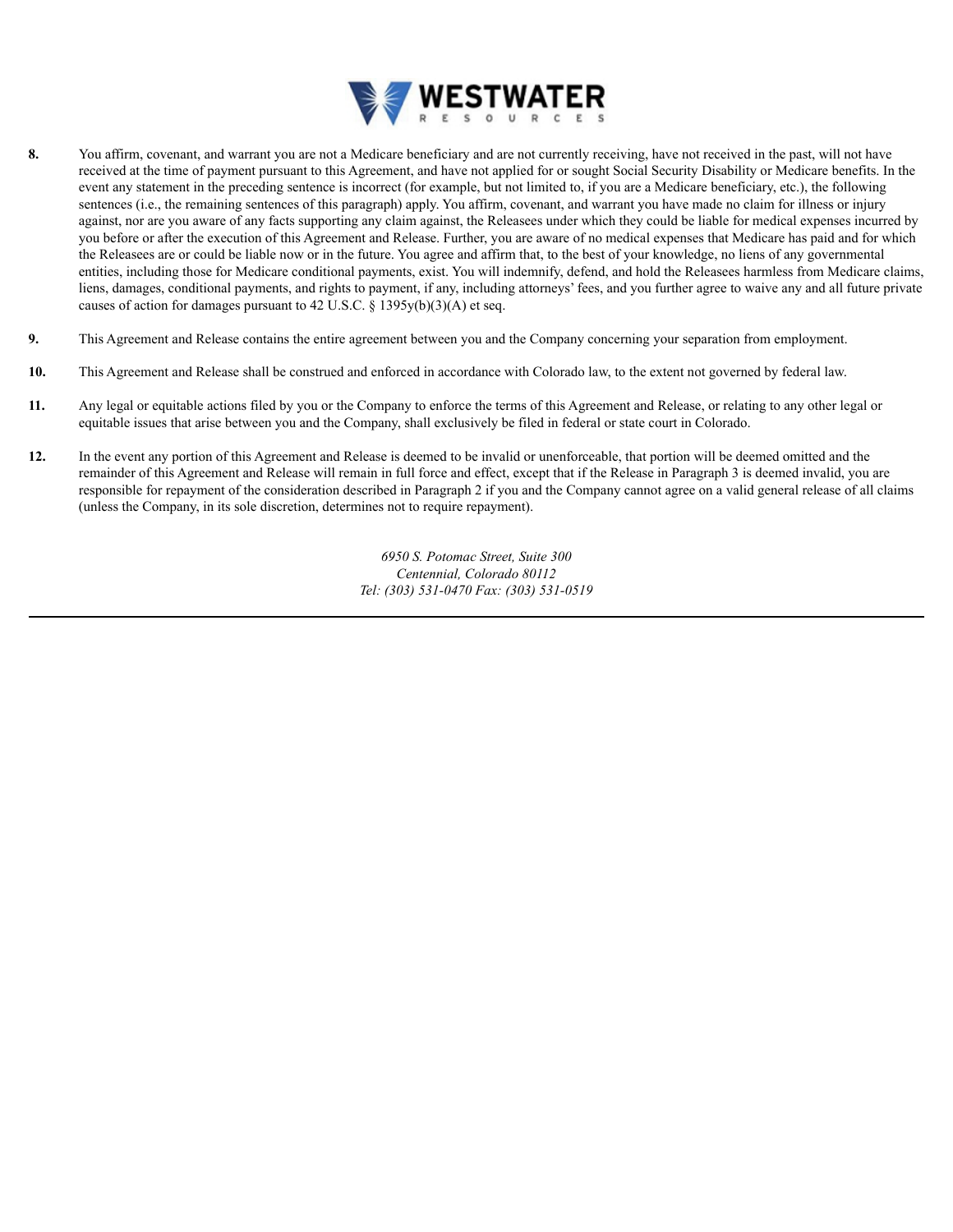8. You affirm, covenant, and warrant you are not a Medicare beneficiary and are not currently receiving, have not received in the past, will not have received at the time of payment pursuant to this Agreement, and have not applied for or sought Social Security Disability or Medicare benefits. In the event any statement in the preceding sentence is incorrect (for example, but not limited to, if you are a Medicare beneficiary, etc.), the following sentences (i.e., the remaining sentences of this paragraph) apply. You affirm, covenant, and warrant you have made no claim for illness or injury against, nor are you aware of any facts supporting any claim against, the Releasees under which they could be liable for medical expenses incurred by you before or after the execution of this Agreement and Release. Further, you are aware of no medical expenses that Medicare has paid and for which the Releasees are or could be liable now or in the future. You agree and affirm that, to the best of your knowledge, no liens of any governmental entities, including those for Medicare conditional payments, exist. You will indemnify, defend, and hold the Releasees harmless from Medicare claims, liens, damages, conditional payments, and rights to payment, if any, including attorneys' fees, and you further agree to waive any and all future private causes of action for damages pursuant to 42 U.S.C. § 1395y(b)(3)(A) et seq.

9. This Agreement and Release contains the entire agreement between you and the Company concerning your separation from employment.

10. This Agreement and Release shall be construed and enforced in accordance with Colorado law, to the extent not governed by federal law.

11. Any legal or equitable actions filed by you or the Company to enforce the terms of this Agreement and Release, or relating to any other legal or equitable issues that arise between you and the Company, shall exclusively be filed in federal or state court in Colorado.

12. In the event any portion of this Agreement and Release is deemed to be invalid or unenforceable, that portion will be deemed omitted and the remainder of this Agreement and Release will remain in full force and effect, except that if the Release in Paragraph 3 is deemed invalid, you are responsible for repayment of the consideration described in Paragraph 2 if you and the Company cannot agree on a valid general release of all claims (unless the Company, in its sole discretion, determines not to require repayment).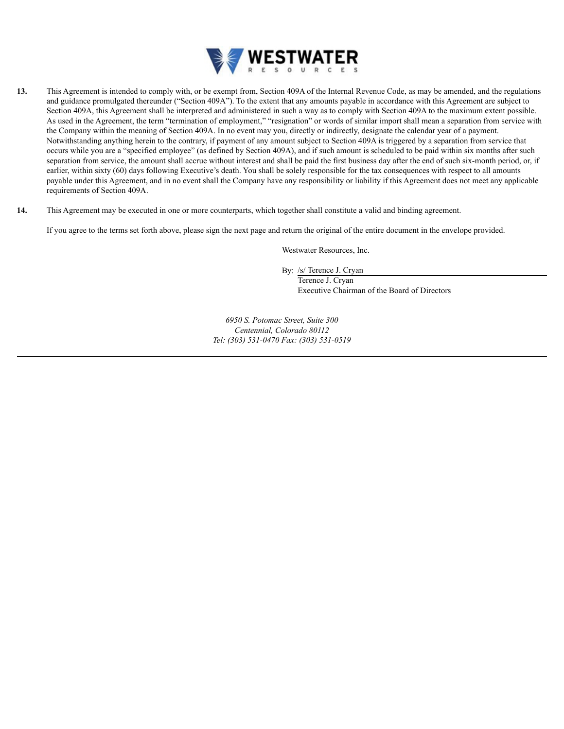**13.** This Agreement is intended to comply with, or be exempt from, Section 409A of the Internal Revenue Code, as may be amended, and the regulations and guidance promulgated thereunder ("Section 409A"). To the extent that any amounts payable in accordance with this Agreement are subject to Section 409A, this Agreement shall be interpreted and administered in such a way as to comply with Section 409A to the maximum extent possible. As used in the Agreement, the term "termination of employment," "resignation" or words of similar import shall mean a separation from service with the Company within the meaning of Section 409A. In no event may you, directly or indirectly, designate the calendar year of a payment. Notwithstanding anything herein to the contrary, if payment of any amount subject to Section 409A is triggered by a separation from service that occurs while you are a "specified employee" (as defined by Section 409A), and if such amount is scheduled to be paid within six months after such separation from service, the amount shall accrue without interest and shall be paid the first business day after the end of such six-month period, or, if earlier, within sixty (60) days following Executive's death. You shall be solely responsible for the tax consequences with respect to all amounts payable under this Agreement, and in no event shall the Company have any responsibility or liability if this Agreement does not meet any applicable requirements of Section 409A.

**14.** This Agreement may be executed in one or more counterparts, which together shall constitute a valid and binding agreement.

If you agree to the terms set forth above, please sign the next page and return the original of the entire document in the envelope provided.

Westwater Resources, Inc.

By: /s/ Terence J. Cryan
Terence J. Cryan
Executive Chairman of the Board of Directors

*6950 S. Potomac Street, Suite 300*
*Centennial, Colorado 80112*
*Tel: (303) 531-0470 Fax: (303) 531-0519*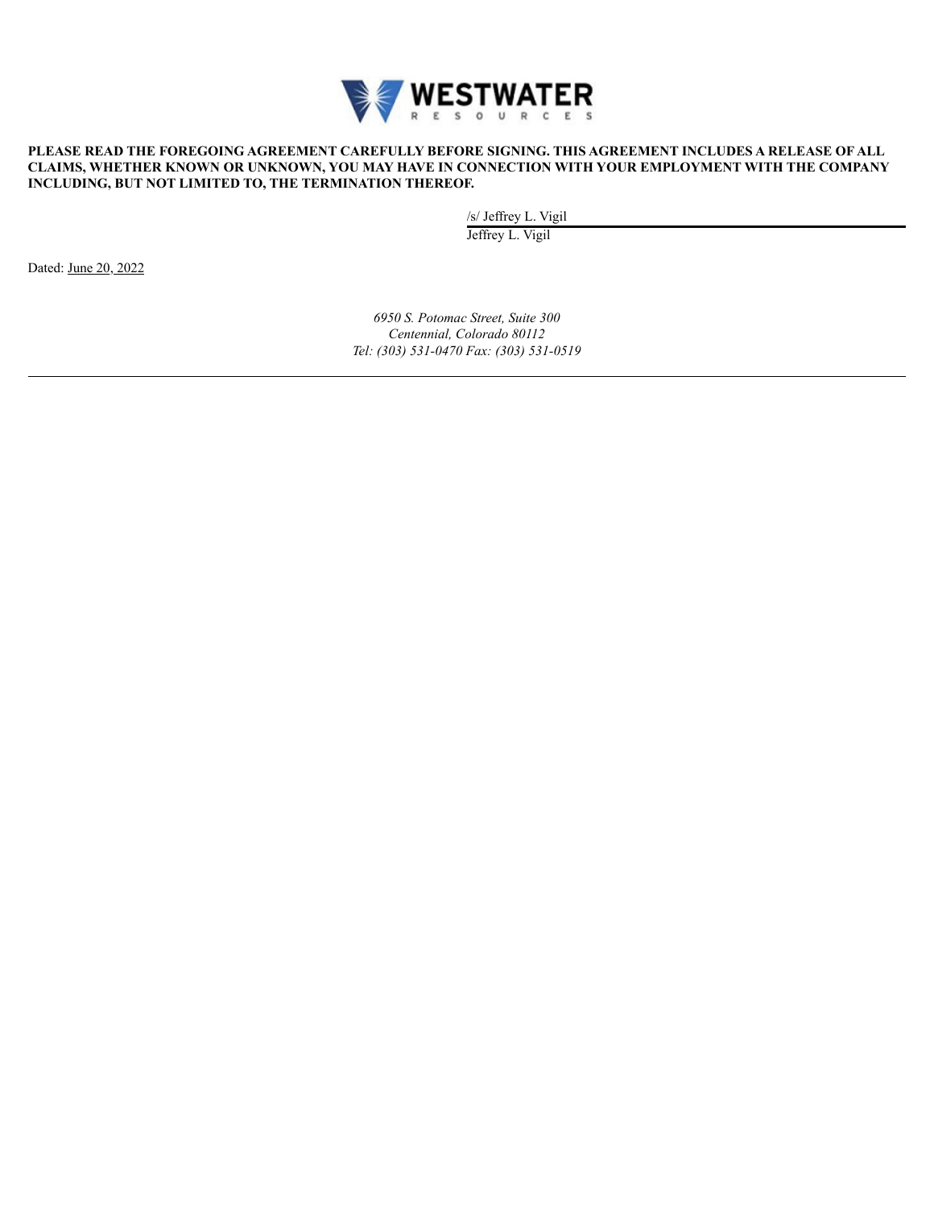**WESTWATER**
RESOURCES

**PLEASE READ THE FOREGOING AGREEMENT CAREFULLY BEFORE SIGNING. THIS AGREEMENT INCLUDES A RELEASE OF ALL CLAIMS, WHETHER KNOWN OR UNKNOWN, YOU MAY HAVE IN CONNECTION WITH YOUR EMPLOYMENT WITH THE COMPANY INCLUDING, BUT NOT LIMITED TO, THE TERMINATION THEREOF.**

/s/ Jeffrey L. Vigil

Jeffrey L. Vigil

Dated: June 20, 2022

*6950 S. Potomac Street, Suite 300*
*Centennial, Colorado 80112*
*Tel: (303) 531-0470 Fax: (303) 531-0519*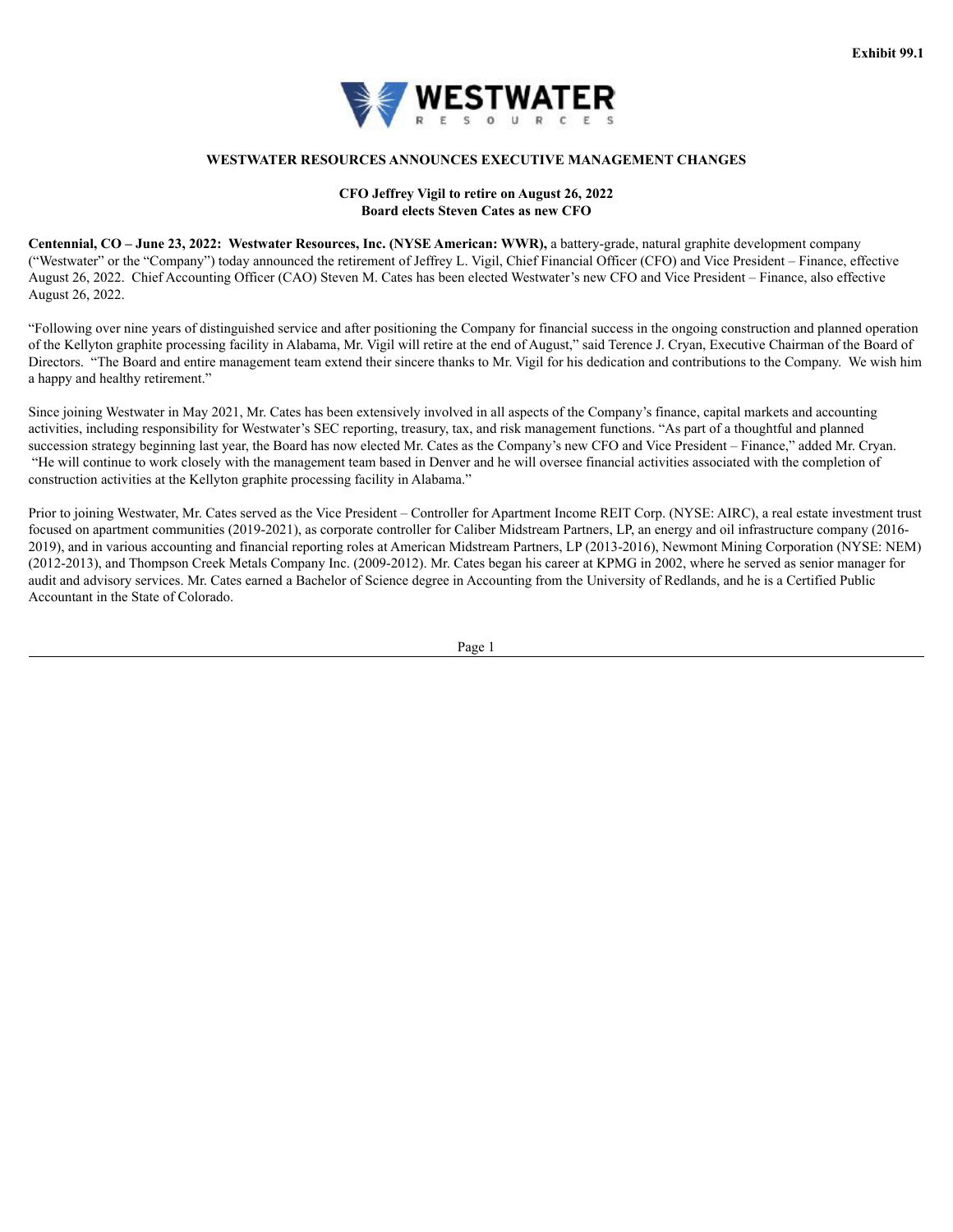Exhibit 99.1

**WESTWATER RESOURCES ANNOUNCES EXECUTIVE MANAGEMENT CHANGES**

**CFO Jeffrey Vigil to retire on August 26, 2022**
**Board elects Steven Cates as new CFO**

**Centennial, CO – June 23, 2022: Westwater Resources, Inc. (NYSE American: WWR),** a battery-grade, natural graphite development company ("Westwater" or the "Company") today announced the retirement of Jeffrey L. Vigil, Chief Financial Officer (CFO) and Vice President – Finance, effective August 26, 2022. Chief Accounting Officer (CAO) Steven M. Cates has been elected Westwater's new CFO and Vice President – Finance, also effective August 26, 2022.

"Following over nine years of distinguished service and after positioning the Company for financial success in the ongoing construction and planned operation of the Kellyton graphite processing facility in Alabama, Mr. Vigil will retire at the end of August," said Terence J. Cryan, Executive Chairman of the Board of Directors. "The Board and entire management team extend their sincere thanks to Mr. Vigil for his dedication and contributions to the Company. We wish him a happy and healthy retirement."

Since joining Westwater in May 2021, Mr. Cates has been extensively involved in all aspects of the Company's finance, capital markets and accounting activities, including responsibility for Westwater's SEC reporting, treasury, tax, and risk management functions. "As part of a thoughtful and planned succession strategy beginning last year, the Board has now elected Mr. Cates as the Company's new CFO and Vice President – Finance," added Mr. Cryan. "He will continue to work closely with the management team based in Denver and he will oversee financial activities associated with the completion of construction activities at the Kellyton graphite processing facility in Alabama."

Prior to joining Westwater, Mr. Cates served as the Vice President – Controller for Apartment Income REIT Corp. (NYSE: AIRC), a real estate investment trust focused on apartment communities (2019-2021), as corporate controller for Caliber Midstream Partners, LP, an energy and oil infrastructure company (2016-2019), and in various accounting and financial reporting roles at American Midstream Partners, LP (2013-2016), Newmont Mining Corporation (NYSE: NEM) (2012-2013), and Thompson Creek Metals Company Inc. (2009-2012). Mr. Cates began his career at KPMG in 2002, where he served as senior manager for audit and advisory services. Mr. Cates earned a Bachelor of Science degree in Accounting from the University of Redlands, and he is a Certified Public Accountant in the State of Colorado.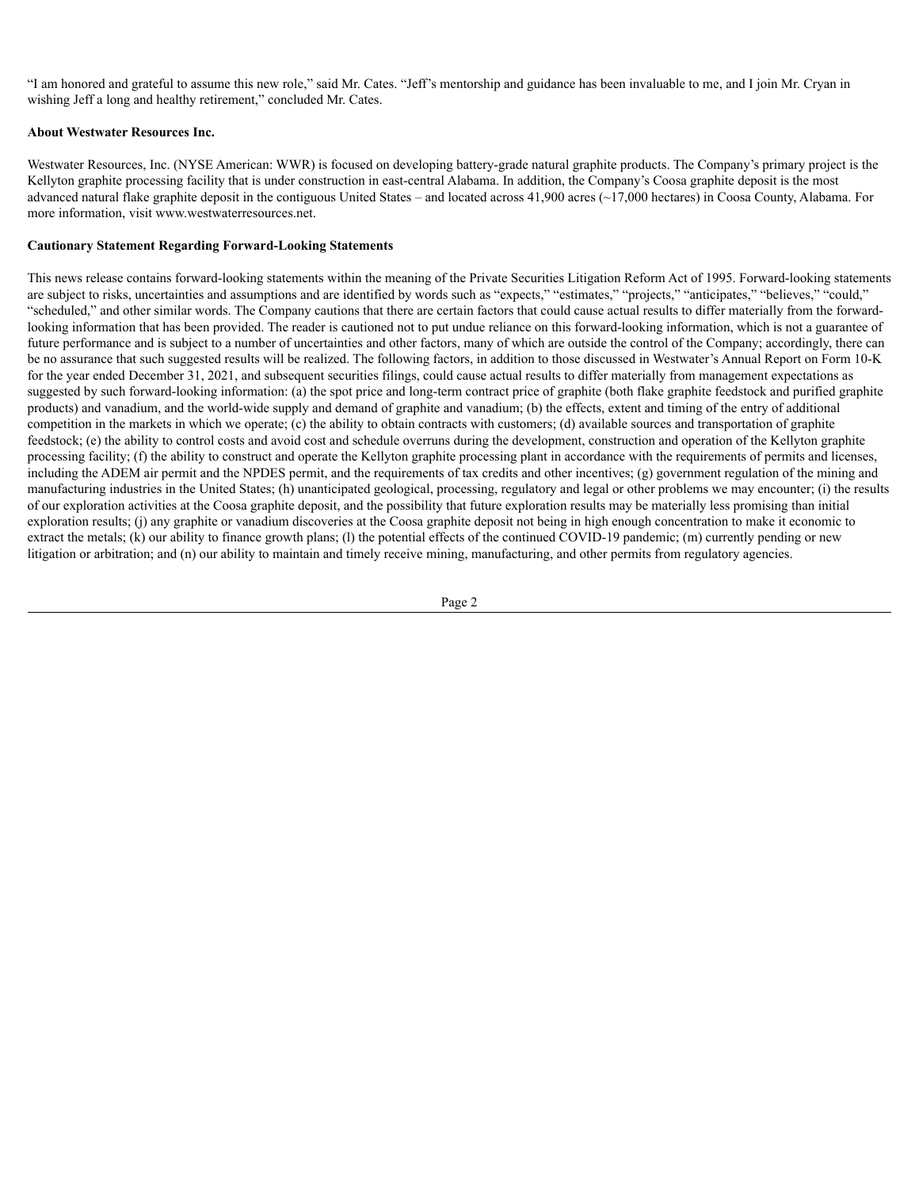"I am honored and grateful to assume this new role," said Mr. Cates. "Jeff's mentorship and guidance has been invaluable to me, and I join Mr. Cryan in wishing Jeff a long and healthy retirement," concluded Mr. Cates.

**About Westwater Resources Inc.**

Westwater Resources, Inc. (NYSE American: WWR) is focused on developing battery-grade natural graphite products. The Company's primary project is the Kellyton graphite processing facility that is under construction in east-central Alabama. In addition, the Company's Coosa graphite deposit is the most advanced natural flake graphite deposit in the contiguous United States – and located across 41,900 acres (~17,000 hectares) in Coosa County, Alabama. For more information, visit www.westwaterresources.net.

**Cautionary Statement Regarding Forward-Looking Statements**

This news release contains forward-looking statements within the meaning of the Private Securities Litigation Reform Act of 1995. Forward-looking statements are subject to risks, uncertainties and assumptions and are identified by words such as "expects," "estimates," "projects," "anticipates," "believes," "could," "scheduled," and other similar words. The Company cautions that there are certain factors that could cause actual results to differ materially from the forward-looking information that has been provided. The reader is cautioned not to put undue reliance on this forward-looking information, which is not a guarantee of future performance and is subject to a number of uncertainties and other factors, many of which are outside the control of the Company; accordingly, there can be no assurance that such suggested results will be realized. The following factors, in addition to those discussed in Westwater's Annual Report on Form 10-K for the year ended December 31, 2021, and subsequent securities filings, could cause actual results to differ materially from management expectations as suggested by such forward-looking information: (a) the spot price and long-term contract price of graphite (both flake graphite feedstock and purified graphite products) and vanadium, and the world-wide supply and demand of graphite and vanadium; (b) the effects, extent and timing of the entry of additional competition in the markets in which we operate; (c) the ability to obtain contracts with customers; (d) available sources and transportation of graphite feedstock; (e) the ability to control costs and avoid cost and schedule overruns during the development, construction and operation of the Kellyton graphite processing facility; (f) the ability to construct and operate the Kellyton graphite processing plant in accordance with the requirements of permits and licenses, including the ADEM air permit and the NPDES permit, and the requirements of tax credits and other incentives; (g) government regulation of the mining and manufacturing industries in the United States; (h) unanticipated geological, processing, regulatory and legal or other problems we may encounter; (i) the results of our exploration activities at the Coosa graphite deposit, and the possibility that future exploration results may be materially less promising than initial exploration results; (j) any graphite or vanadium discoveries at the Coosa graphite deposit not being in high enough concentration to make it economic to extract the metals; (k) our ability to finance growth plans; (l) the potential effects of the continued COVID-19 pandemic; (m) currently pending or new litigation or arbitration; and (n) our ability to maintain and timely receive mining, manufacturing, and other permits from regulatory agencies.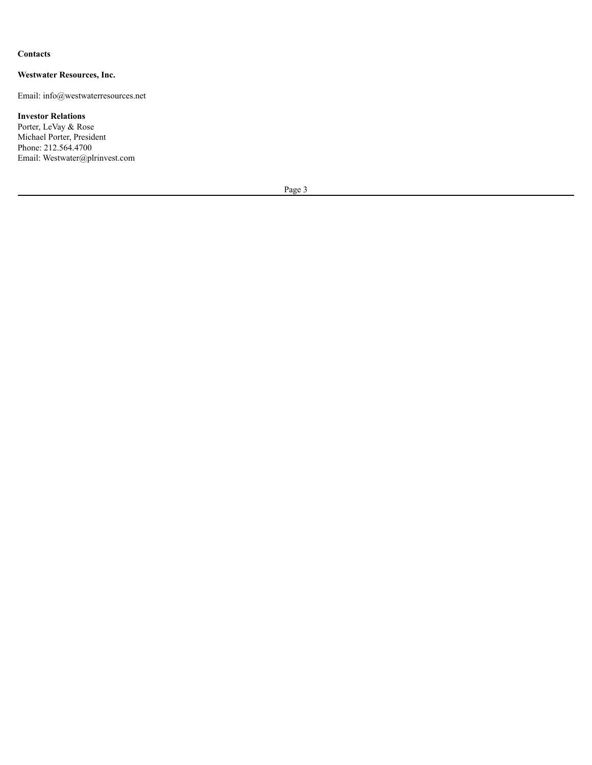**Contacts**

**Westwater Resources, Inc.**

Email: info@westwaterresources.net

**Investor Relations**
Porter, LeVay & Rose
Michael Porter, President
Phone: 212.564.4700
Email: Westwater@plrinvest.com